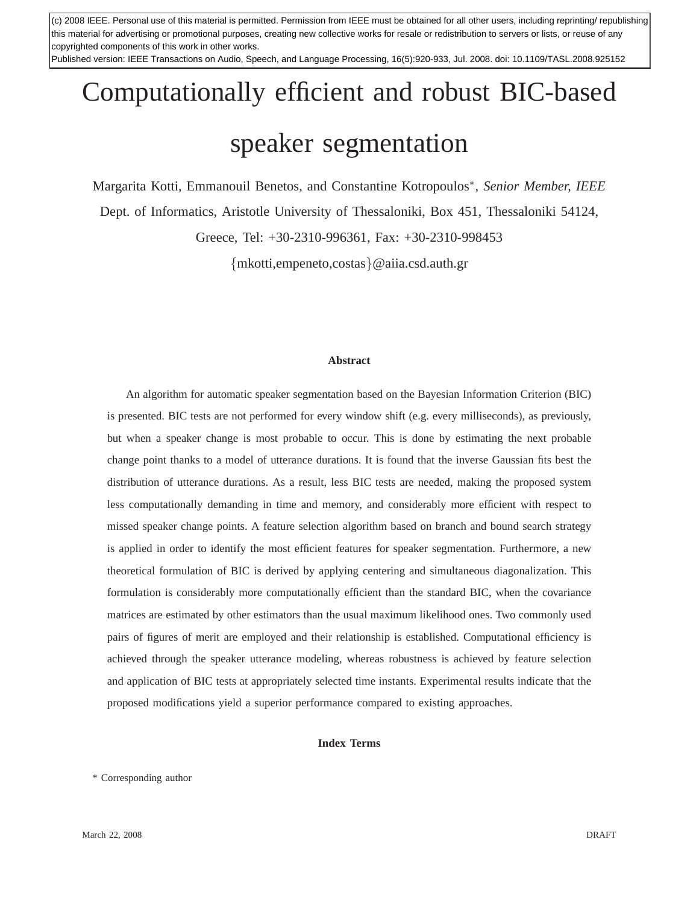(c) 2008 IEEE. Personal use of this material is permitted. Permission from IEEE must be obtained for all other users, including reprinting/ republishing this material for advertising or promotional purposes, creating new collective works for resale or redistribution to servers or lists, or reuse of any copyrighted components of this work in other works.
Published version: IEEE Transactions on Audio, Speech, and Language Processing, 16(5):920-933, Jul. 2008. doi: 10.1109/TASL.2008.925152

# Computationally efficient and robust BIC-based speaker segmentation

Margarita Kotti, Emmanouil Benetos, and Constantine Kotropoulos*, *Senior Member, IEEE*

Dept. of Informatics, Aristotle University of Thessaloniki, Box 451, Thessaloniki 54124, Greece, Tel: +30-2310-996361, Fax: +30-2310-998453

{mkotti,empeneto,costas}@aiia.csd.auth.gr

**Abstract**

An algorithm for automatic speaker segmentation based on the Bayesian Information Criterion (BIC) is presented. BIC tests are not performed for every window shift (e.g. every milliseconds), as previously, but when a speaker change is most probable to occur. This is done by estimating the next probable change point thanks to a model of utterance durations. It is found that the inverse Gaussian fits best the distribution of utterance durations. As a result, less BIC tests are needed, making the proposed system less computationally demanding in time and memory, and considerably more efficient with respect to missed speaker change points. A feature selection algorithm based on branch and bound search strategy is applied in order to identify the most efficient features for speaker segmentation. Furthermore, a new theoretical formulation of BIC is derived by applying centering and simultaneous diagonalization. This formulation is considerably more computationally efficient than the standard BIC, when the covariance matrices are estimated by other estimators than the usual maximum likelihood ones. Two commonly used pairs of figures of merit are employed and their relationship is established. Computational efficiency is achieved through the speaker utterance modeling, whereas robustness is achieved by feature selection and application of BIC tests at appropriately selected time instants. Experimental results indicate that the proposed modifications yield a superior performance compared to existing approaches.

**Index Terms**

* Corresponding author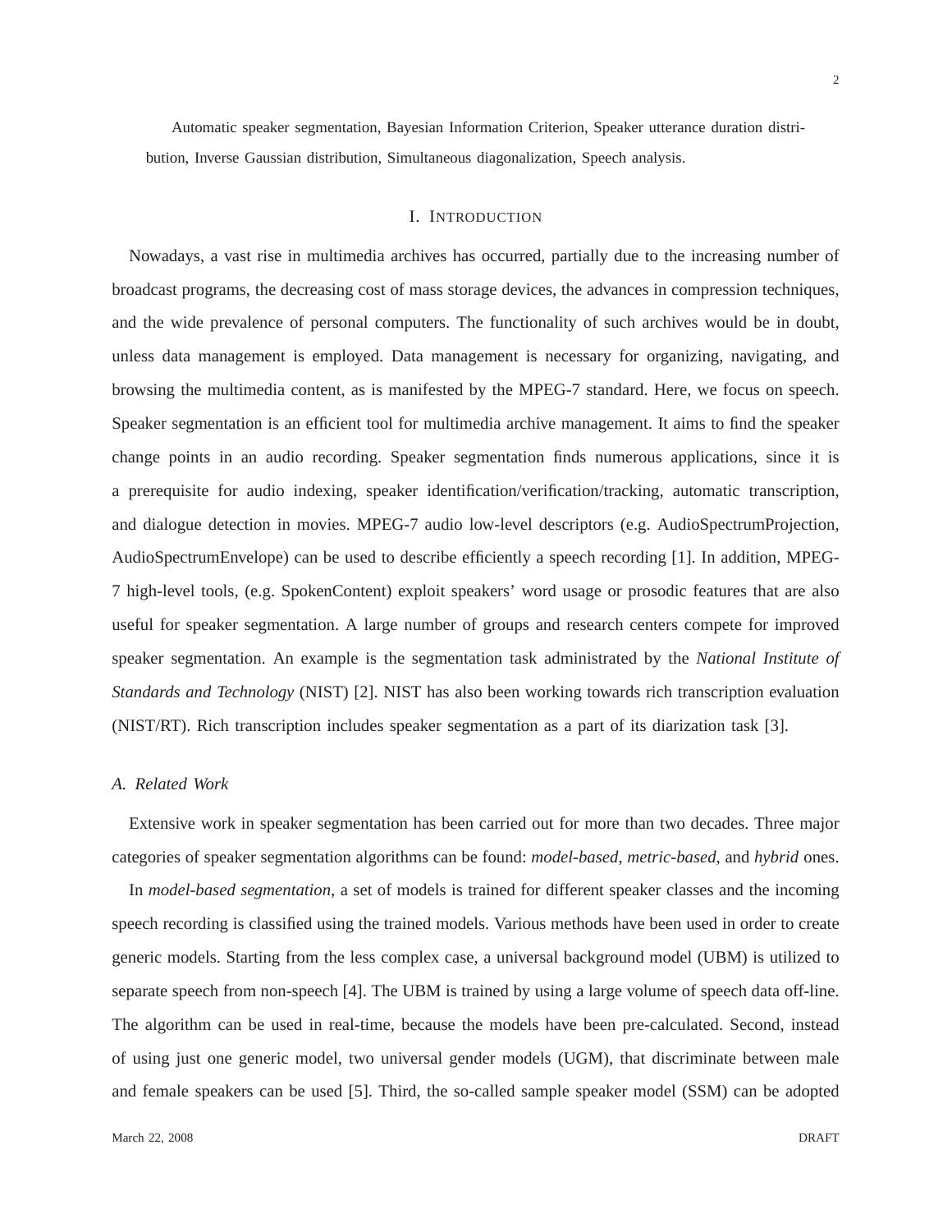Automatic speaker segmentation, Bayesian Information Criterion, Speaker utterance duration distribution, Inverse Gaussian distribution, Simultaneous diagonalization, Speech analysis.

## I. Introduction

Nowadays, a vast rise in multimedia archives has occurred, partially due to the increasing number of broadcast programs, the decreasing cost of mass storage devices, the advances in compression techniques, and the wide prevalence of personal computers. The functionality of such archives would be in doubt, unless data management is employed. Data management is necessary for organizing, navigating, and browsing the multimedia content, as is manifested by the MPEG-7 standard. Here, we focus on speech. Speaker segmentation is an efficient tool for multimedia archive management. It aims to find the speaker change points in an audio recording. Speaker segmentation finds numerous applications, since it is a prerequisite for audio indexing, speaker identification/verification/tracking, automatic transcription, and dialogue detection in movies. MPEG-7 audio low-level descriptors (e.g. AudioSpectrumProjection, AudioSpectrumEnvelope) can be used to describe efficiently a speech recording [1]. In addition, MPEG-7 high-level tools, (e.g. SpokenContent) exploit speakers' word usage or prosodic features that are also useful for speaker segmentation. A large number of groups and research centers compete for improved speaker segmentation. An example is the segmentation task administrated by the *National Institute of Standards and Technology* (NIST) [2]. NIST has also been working towards rich transcription evaluation (NIST/RT). Rich transcription includes speaker segmentation as a part of its diarization task [3].

### A. Related Work

Extensive work in speaker segmentation has been carried out for more than two decades. Three major categories of speaker segmentation algorithms can be found: *model-based*, *metric-based*, and *hybrid* ones.

In *model-based segmentation*, a set of models is trained for different speaker classes and the incoming speech recording is classified using the trained models. Various methods have been used in order to create generic models. Starting from the less complex case, a universal background model (UBM) is utilized to separate speech from non-speech [4]. The UBM is trained by using a large volume of speech data off-line. The algorithm can be used in real-time, because the models have been pre-calculated. Second, instead of using just one generic model, two universal gender models (UGM), that discriminate between male and female speakers can be used [5]. Third, the so-called sample speaker model (SSM) can be adopted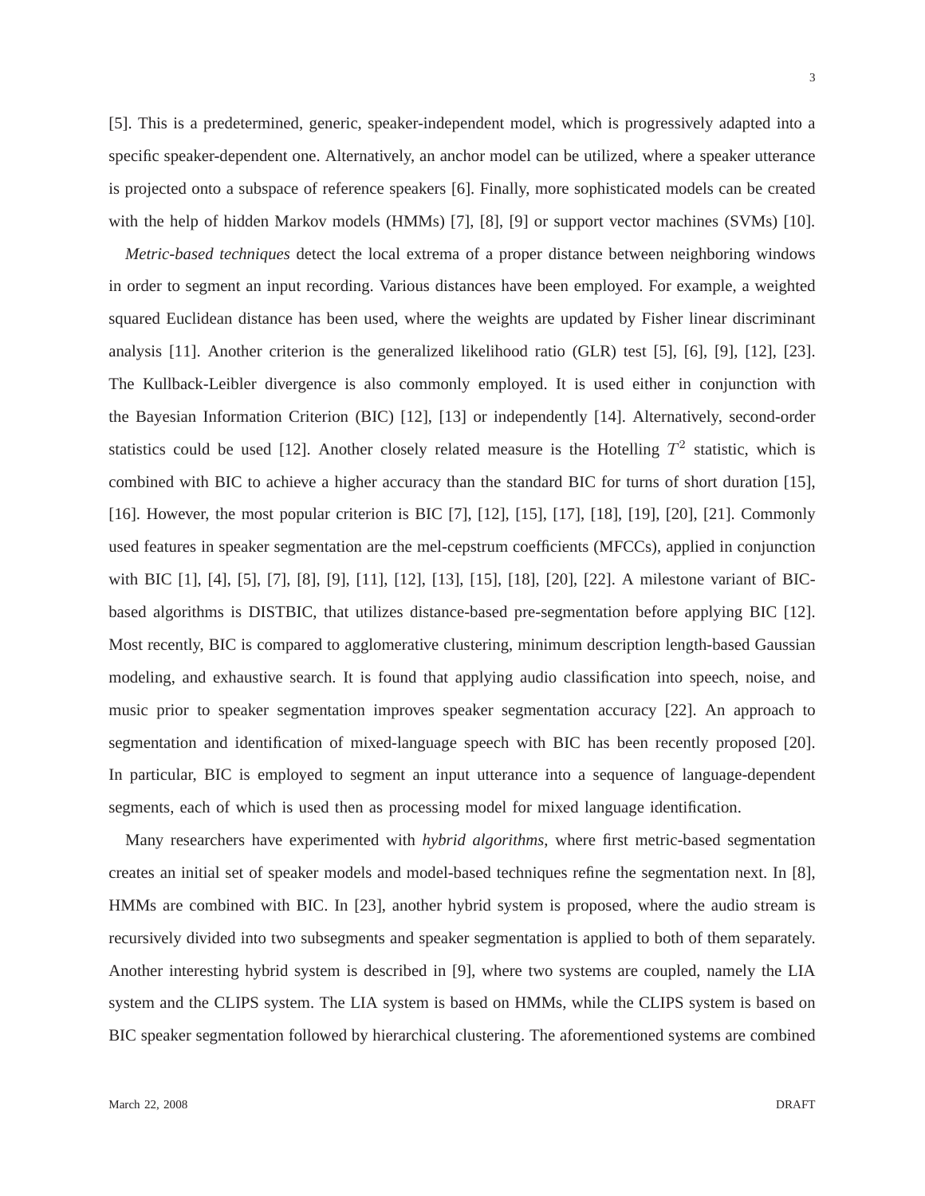[5]. This is a predetermined, generic, speaker-independent model, which is progressively adapted into a specific speaker-dependent one. Alternatively, an anchor model can be utilized, where a speaker utterance is projected onto a subspace of reference speakers [6]. Finally, more sophisticated models can be created with the help of hidden Markov models (HMMs) [7], [8], [9] or support vector machines (SVMs) [10].

*Metric-based techniques* detect the local extrema of a proper distance between neighboring windows in order to segment an input recording. Various distances have been employed. For example, a weighted squared Euclidean distance has been used, where the weights are updated by Fisher linear discriminant analysis [11]. Another criterion is the generalized likelihood ratio (GLR) test [5], [6], [9], [12], [23]. The Kullback-Leibler divergence is also commonly employed. It is used either in conjunction with the Bayesian Information Criterion (BIC) [12], [13] or independently [14]. Alternatively, second-order statistics could be used [12]. Another closely related measure is the Hotelling $T^2$ statistic, which is combined with BIC to achieve a higher accuracy than the standard BIC for turns of short duration [15], [16]. However, the most popular criterion is BIC [7], [12], [15], [17], [18], [19], [20], [21]. Commonly used features in speaker segmentation are the mel-cepstrum coefficients (MFCCs), applied in conjunction with BIC [1], [4], [5], [7], [8], [9], [11], [12], [13], [15], [18], [20], [22]. A milestone variant of BIC-based algorithms is DISTBIC, that utilizes distance-based pre-segmentation before applying BIC [12]. Most recently, BIC is compared to agglomerative clustering, minimum description length-based Gaussian modeling, and exhaustive search. It is found that applying audio classification into speech, noise, and music prior to speaker segmentation improves speaker segmentation accuracy [22]. An approach to segmentation and identification of mixed-language speech with BIC has been recently proposed [20]. In particular, BIC is employed to segment an input utterance into a sequence of language-dependent segments, each of which is used then as processing model for mixed language identification.

Many researchers have experimented with *hybrid algorithms*, where first metric-based segmentation creates an initial set of speaker models and model-based techniques refine the segmentation next. In [8], HMMs are combined with BIC. In [23], another hybrid system is proposed, where the audio stream is recursively divided into two subsegments and speaker segmentation is applied to both of them separately. Another interesting hybrid system is described in [9], where two systems are coupled, namely the LIA system and the CLIPS system. The LIA system is based on HMMs, while the CLIPS system is based on BIC speaker segmentation followed by hierarchical clustering. The aforementioned systems are combined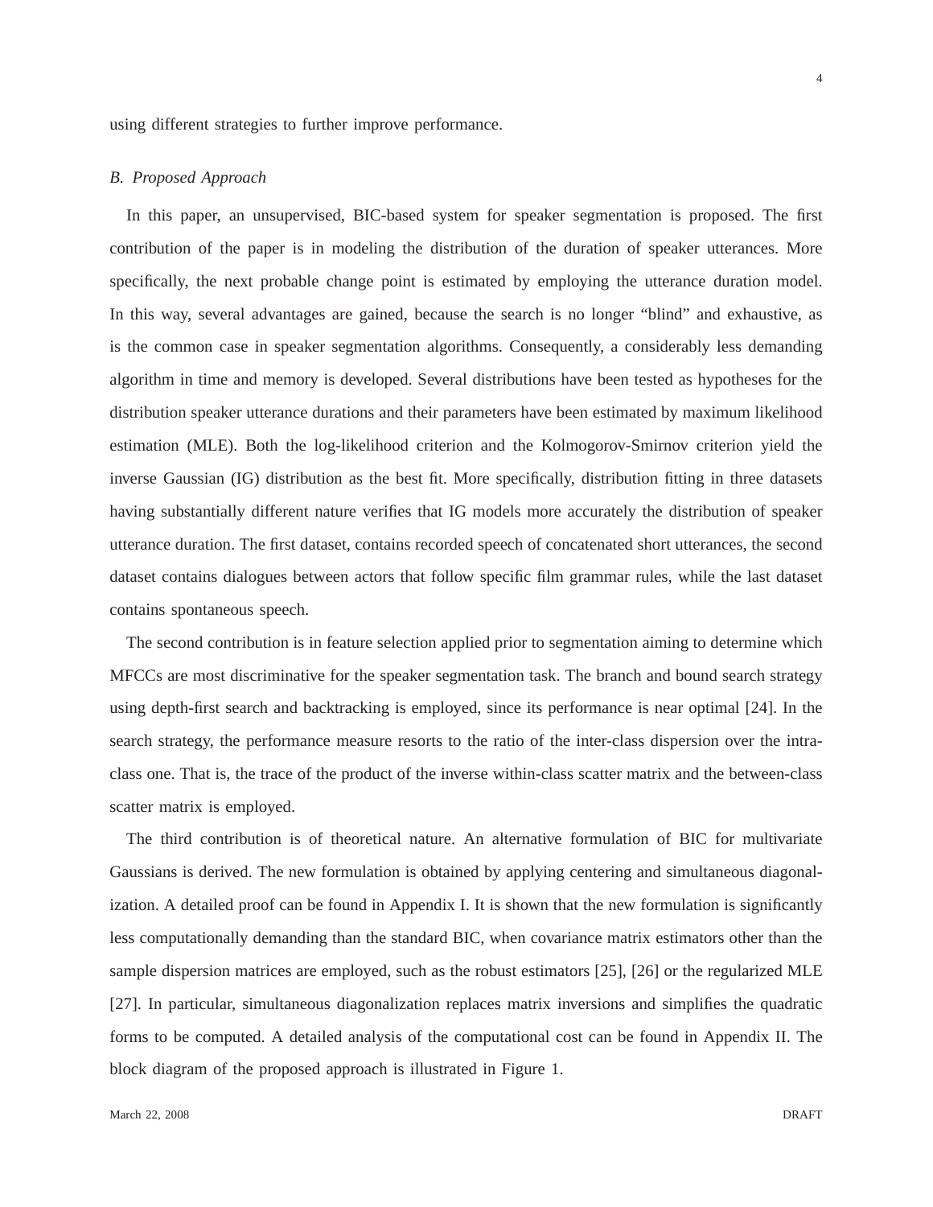using different strategies to further improve performance.

### *B. Proposed Approach*

In this paper, an unsupervised, BIC-based system for speaker segmentation is proposed. The first contribution of the paper is in modeling the distribution of the duration of speaker utterances. More specifically, the next probable change point is estimated by employing the utterance duration model. In this way, several advantages are gained, because the search is no longer "blind" and exhaustive, as is the common case in speaker segmentation algorithms. Consequently, a considerably less demanding algorithm in time and memory is developed. Several distributions have been tested as hypotheses for the distribution speaker utterance durations and their parameters have been estimated by maximum likelihood estimation (MLE). Both the log-likelihood criterion and the Kolmogorov-Smirnov criterion yield the inverse Gaussian (IG) distribution as the best fit. More specifically, distribution fitting in three datasets having substantially different nature verifies that IG models more accurately the distribution of speaker utterance duration. The first dataset, contains recorded speech of concatenated short utterances, the second dataset contains dialogues between actors that follow specific film grammar rules, while the last dataset contains spontaneous speech.

The second contribution is in feature selection applied prior to segmentation aiming to determine which MFCCs are most discriminative for the speaker segmentation task. The branch and bound search strategy using depth-first search and backtracking is employed, since its performance is near optimal [24]. In the search strategy, the performance measure resorts to the ratio of the inter-class dispersion over the intra-class one. That is, the trace of the product of the inverse within-class scatter matrix and the between-class scatter matrix is employed.

The third contribution is of theoretical nature. An alternative formulation of BIC for multivariate Gaussians is derived. The new formulation is obtained by applying centering and simultaneous diagonalization. A detailed proof can be found in Appendix I. It is shown that the new formulation is significantly less computationally demanding than the standard BIC, when covariance matrix estimators other than the sample dispersion matrices are employed, such as the robust estimators [25], [26] or the regularized MLE [27]. In particular, simultaneous diagonalization replaces matrix inversions and simplifies the quadratic forms to be computed. A detailed analysis of the computational cost can be found in Appendix II. The block diagram of the proposed approach is illustrated in Figure 1.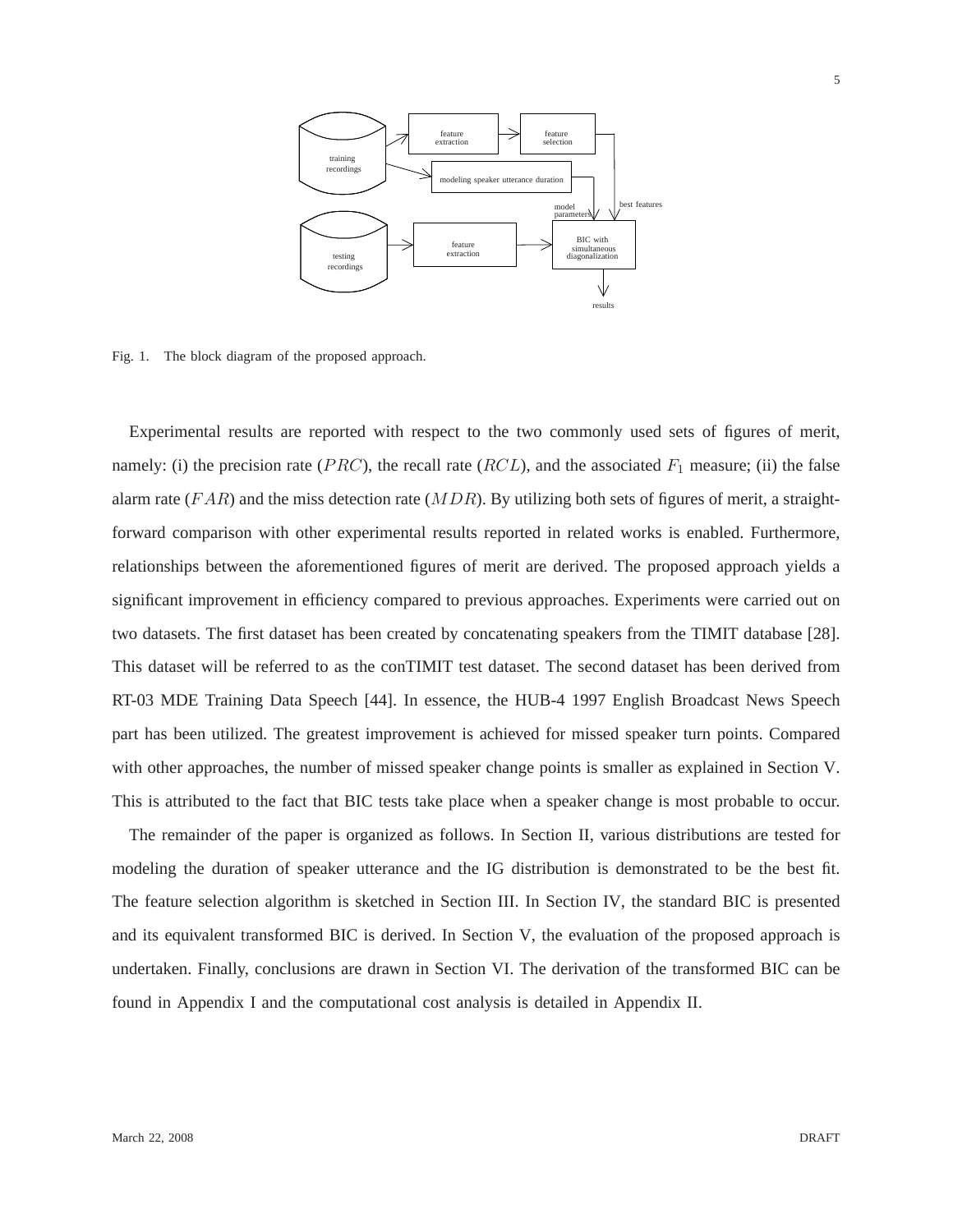Fig. 1. The block diagram of the proposed approach.

Experimental results are reported with respect to the two commonly used sets of figures of merit, namely: (i) the precision rate ($PRC$), the recall rate ($RCL$), and the associated $F_1$ measure; (ii) the false alarm rate ($FAR$) and the miss detection rate ($MDR$). By utilizing both sets of figures of merit, a straightforward comparison with other experimental results reported in related works is enabled. Furthermore, relationships between the aforementioned figures of merit are derived. The proposed approach yields a significant improvement in efficiency compared to previous approaches. Experiments were carried out on two datasets. The first dataset has been created by concatenating speakers from the TIMIT database [28]. This dataset will be referred to as the conTIMIT test dataset. The second dataset has been derived from RT-03 MDE Training Data Speech [44]. In essence, the HUB-4 1997 English Broadcast News Speech part has been utilized. The greatest improvement is achieved for missed speaker turn points. Compared with other approaches, the number of missed speaker change points is smaller as explained in Section V. This is attributed to the fact that BIC tests take place when a speaker change is most probable to occur.

The remainder of the paper is organized as follows. In Section II, various distributions are tested for modeling the duration of speaker utterance and the IG distribution is demonstrated to be the best fit. The feature selection algorithm is sketched in Section III. In Section IV, the standard BIC is presented and its equivalent transformed BIC is derived. In Section V, the evaluation of the proposed approach is undertaken. Finally, conclusions are drawn in Section VI. The derivation of the transformed BIC can be found in Appendix I and the computational cost analysis is detailed in Appendix II.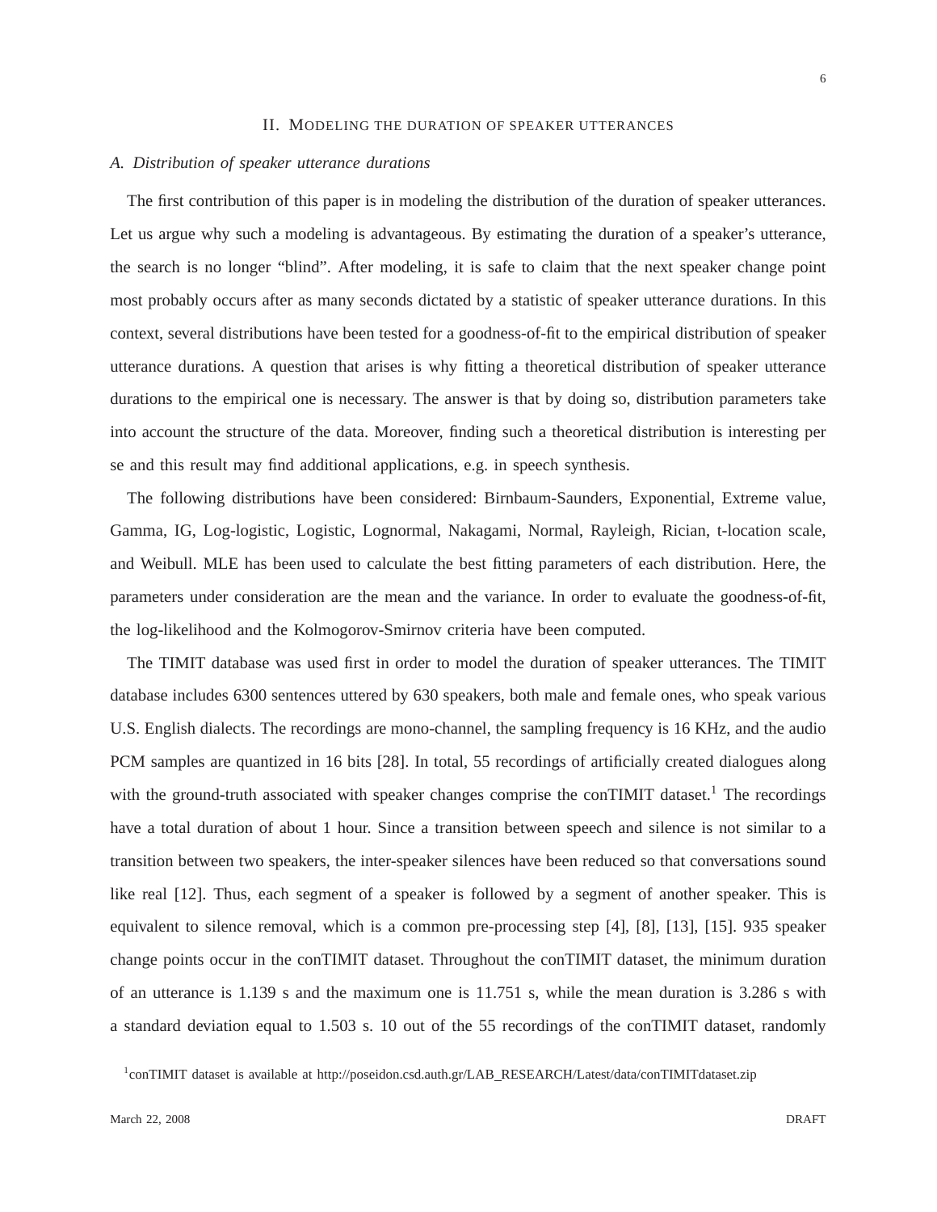## II. Modeling the duration of speaker utterances

### A. Distribution of speaker utterance durations

The first contribution of this paper is in modeling the distribution of the duration of speaker utterances. Let us argue why such a modeling is advantageous. By estimating the duration of a speaker's utterance, the search is no longer "blind". After modeling, it is safe to claim that the next speaker change point most probably occurs after as many seconds dictated by a statistic of speaker utterance durations. In this context, several distributions have been tested for a goodness-of-fit to the empirical distribution of speaker utterance durations. A question that arises is why fitting a theoretical distribution of speaker utterance durations to the empirical one is necessary. The answer is that by doing so, distribution parameters take into account the structure of the data. Moreover, finding such a theoretical distribution is interesting per se and this result may find additional applications, e.g. in speech synthesis.

The following distributions have been considered: Birnbaum-Saunders, Exponential, Extreme value, Gamma, IG, Log-logistic, Logistic, Lognormal, Nakagami, Normal, Rayleigh, Rician, t-location scale, and Weibull. MLE has been used to calculate the best fitting parameters of each distribution. Here, the parameters under consideration are the mean and the variance. In order to evaluate the goodness-of-fit, the log-likelihood and the Kolmogorov-Smirnov criteria have been computed.

The TIMIT database was used first in order to model the duration of speaker utterances. The TIMIT database includes 6300 sentences uttered by 630 speakers, both male and female ones, who speak various U.S. English dialects. The recordings are mono-channel, the sampling frequency is 16 KHz, and the audio PCM samples are quantized in 16 bits [28]. In total, 55 recordings of artificially created dialogues along with the ground-truth associated with speaker changes comprise the conTIMIT dataset.[1] The recordings have a total duration of about 1 hour. Since a transition between speech and silence is not similar to a transition between two speakers, the inter-speaker silences have been reduced so that conversations sound like real [12]. Thus, each segment of a speaker is followed by a segment of another speaker. This is equivalent to silence removal, which is a common pre-processing step [4], [8], [13], [15]. 935 speaker change points occur in the conTIMIT dataset. Throughout the conTIMIT dataset, the minimum duration of an utterance is 1.139 s and the maximum one is 11.751 s, while the mean duration is 3.286 s with a standard deviation equal to 1.503 s. 10 out of the 55 recordings of the conTIMIT dataset, randomly

[1] conTIMIT dataset is available at http://poseidon.csd.auth.gr/LAB_RESEARCH/Latest/data/conTIMITdataset.zip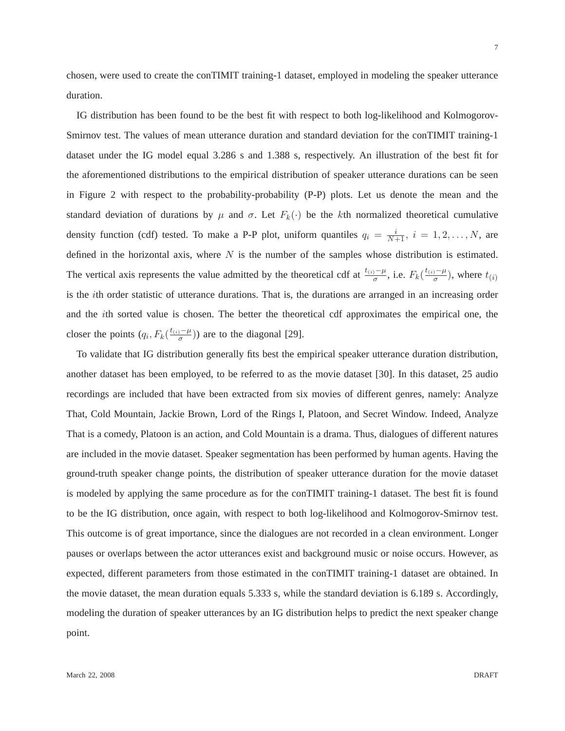chosen, were used to create the conTIMIT training-1 dataset, employed in modeling the speaker utterance duration.

IG distribution has been found to be the best fit with respect to both log-likelihood and Kolmogorov-Smirnov test. The values of mean utterance duration and standard deviation for the conTIMIT training-1 dataset under the IG model equal 3.286 s and 1.388 s, respectively. An illustration of the best fit for the aforementioned distributions to the empirical distribution of speaker utterance durations can be seen in Figure 2 with respect to the probability-probability (P-P) plots. Let us denote the mean and the standard deviation of durations by $\mu$ and $\sigma$. Let $F_k(\cdot)$ be the $k$th normalized theoretical cumulative density function (cdf) tested. To make a P-P plot, uniform quantiles $q_i = \frac{i}{N+1}$, $i = 1, 2, \ldots, N$, are defined in the horizontal axis, where $N$ is the number of the samples whose distribution is estimated. The vertical axis represents the value admitted by the theoretical cdf at $\frac{t_{(i)}-\mu}{\sigma}$, i.e. $F_k(\frac{t_{(i)}-\mu}{\sigma})$, where $t_{(i)}$ is the $i$th order statistic of utterance durations. That is, the durations are arranged in an increasing order and the $i$th sorted value is chosen. The better the theoretical cdf approximates the empirical one, the closer the points $(q_i, F_k(\frac{t_{(i)}-\mu}{\sigma}))$ are to the diagonal [29].

To validate that IG distribution generally fits best the empirical speaker utterance duration distribution, another dataset has been employed, to be referred to as the movie dataset [30]. In this dataset, 25 audio recordings are included that have been extracted from six movies of different genres, namely: Analyze That, Cold Mountain, Jackie Brown, Lord of the Rings I, Platoon, and Secret Window. Indeed, Analyze That is a comedy, Platoon is an action, and Cold Mountain is a drama. Thus, dialogues of different natures are included in the movie dataset. Speaker segmentation has been performed by human agents. Having the ground-truth speaker change points, the distribution of speaker utterance duration for the movie dataset is modeled by applying the same procedure as for the conTIMIT training-1 dataset. The best fit is found to be the IG distribution, once again, with respect to both log-likelihood and Kolmogorov-Smirnov test. This outcome is of great importance, since the dialogues are not recorded in a clean environment. Longer pauses or overlaps between the actor utterances exist and background music or noise occurs. However, as expected, different parameters from those estimated in the conTIMIT training-1 dataset are obtained. In the movie dataset, the mean duration equals 5.333 s, while the standard deviation is 6.189 s. Accordingly, modeling the duration of speaker utterances by an IG distribution helps to predict the next speaker change point.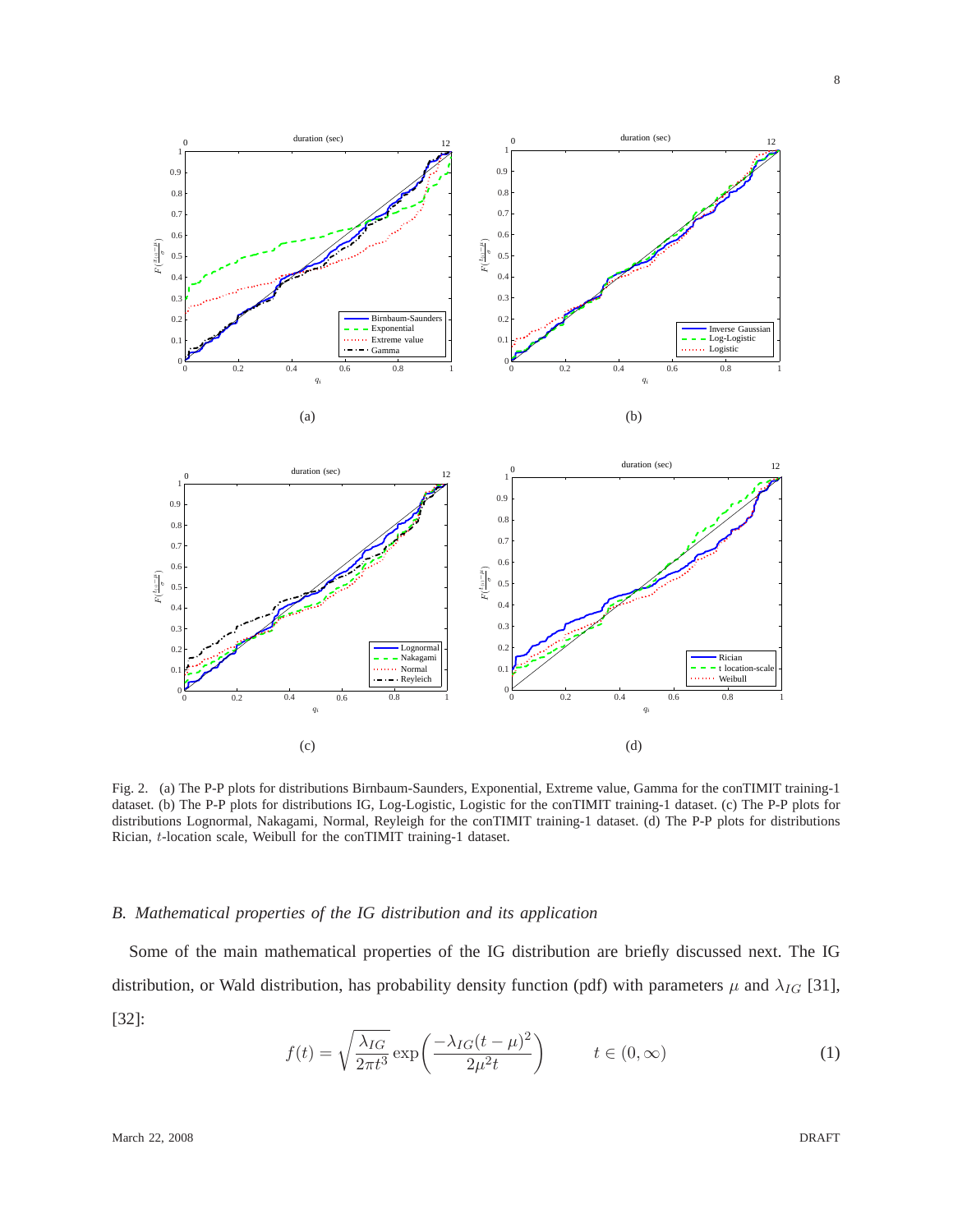Fig. 2. (a) The P-P plots for distributions Birnbaum-Saunders, Exponential, Extreme value, Gamma for the conTIMIT training-1 dataset. (b) The P-P plots for distributions IG, Log-Logistic, Logistic for the conTIMIT training-1 dataset. (c) The P-P plots for distributions Lognormal, Nakagami, Normal, Reyleigh for the conTIMIT training-1 dataset. (d) The P-P plots for distributions Rician, $t$-location scale, Weibull for the conTIMIT training-1 dataset.

### *B. Mathematical properties of the IG distribution and its application*

Some of the main mathematical properties of the IG distribution are briefly discussed next. The IG distribution, or Wald distribution, has probability density function (pdf) with parameters $\mu$ and $\lambda_{IG}$ [31], [32]:

$$f(t) = \sqrt{\frac{\lambda_{IG}}{2\pi t^3}} \exp\left(\frac{-\lambda_{IG}(t-\mu)^2}{2\mu^2 t}\right) \qquad t \in (0, \infty) \tag{1}$$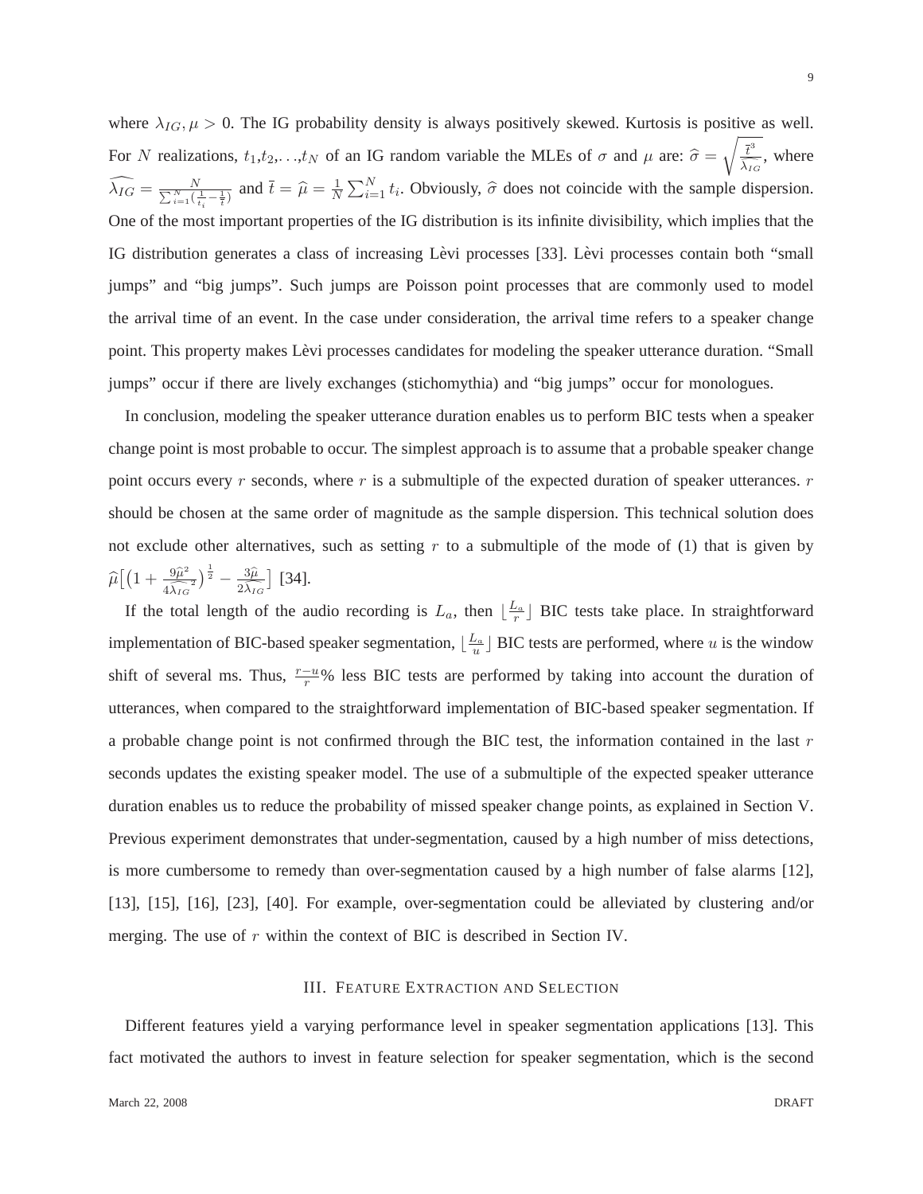where $\lambda_{IG}, \mu > 0$. The IG probability density is always positively skewed. Kurtosis is positive as well. For $N$ realizations, $t_1$,$t_2$,...,$t_N$ of an IG random variable the MLEs of $\sigma$ and $\mu$ are: $\widehat{\sigma} = \sqrt{\frac{\bar{t}^3}{\widehat{\lambda_{IG}}}}$, where $\widehat{\lambda_{IG}} = \frac{N}{\sum_{i=1}^{N}(\frac{1}{t_i} - \frac{1}{\bar{t}})}$ and $\bar{t} = \widehat{\mu} = \frac{1}{N}\sum_{i=1}^{N} t_i$. Obviously, $\widehat{\sigma}$ does not coincide with the sample dispersion. One of the most important properties of the IG distribution is its infinite divisibility, which implies that the IG distribution generates a class of increasing Lèvi processes [33]. Lèvi processes contain both "small jumps" and "big jumps". Such jumps are Poisson point processes that are commonly used to model the arrival time of an event. In the case under consideration, the arrival time refers to a speaker change point. This property makes Lèvi processes candidates for modeling the speaker utterance duration. "Small jumps" occur if there are lively exchanges (stichomythia) and "big jumps" occur for monologues.

In conclusion, modeling the speaker utterance duration enables us to perform BIC tests when a speaker change point is most probable to occur. The simplest approach is to assume that a probable speaker change point occurs every $r$ seconds, where $r$ is a submultiple of the expected duration of speaker utterances. $r$ should be chosen at the same order of magnitude as the sample dispersion. This technical solution does not exclude other alternatives, such as setting $r$ to a submultiple of the mode of (1) that is given by $\widehat{\mu}\big[\big(1 + \frac{9\widehat{\mu}^2}{4\widehat{\lambda_{IG}}^2}\big)^{\frac{1}{2}} - \frac{3\widehat{\mu}}{2\widehat{\lambda_{IG}}}\big]$ [34].

If the total length of the audio recording is $L_a$, then $\lfloor \frac{L_a}{r} \rfloor$ BIC tests take place. In straightforward implementation of BIC-based speaker segmentation, $\lfloor \frac{L_a}{u} \rfloor$ BIC tests are performed, where $u$ is the window shift of several ms. Thus, $\frac{r-u}{r}$% less BIC tests are performed by taking into account the duration of utterances, when compared to the straightforward implementation of BIC-based speaker segmentation. If a probable change point is not confirmed through the BIC test, the information contained in the last $r$ seconds updates the existing speaker model. The use of a submultiple of the expected speaker utterance duration enables us to reduce the probability of missed speaker change points, as explained in Section V. Previous experiment demonstrates that under-segmentation, caused by a high number of miss detections, is more cumbersome to remedy than over-segmentation caused by a high number of false alarms [12], [13], [15], [16], [23], [40]. For example, over-segmentation could be alleviated by clustering and/or merging. The use of $r$ within the context of BIC is described in Section IV.

## III. Feature Extraction and Selection

Different features yield a varying performance level in speaker segmentation applications [13]. This fact motivated the authors to invest in feature selection for speaker segmentation, which is the second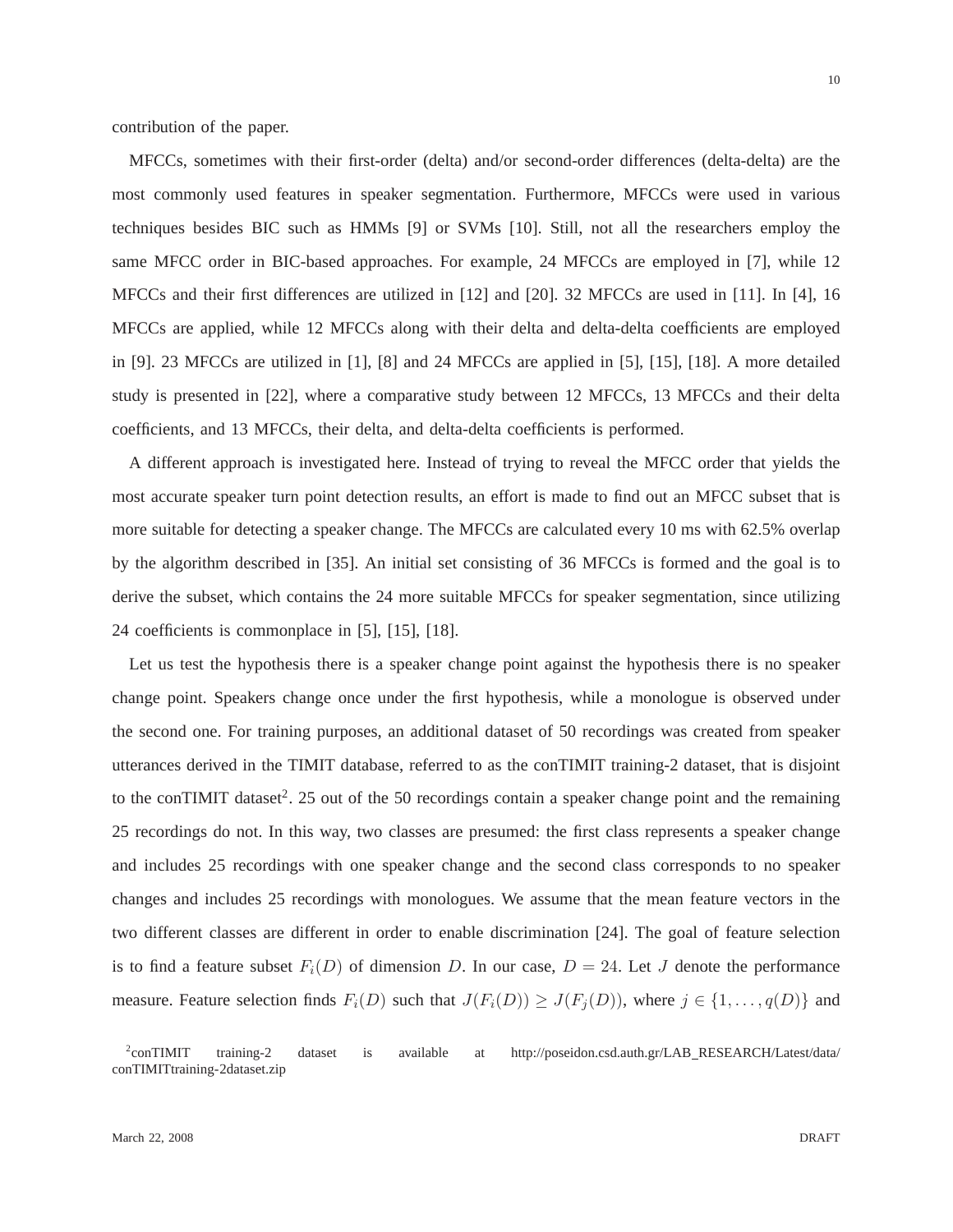contribution of the paper.

MFCCs, sometimes with their first-order (delta) and/or second-order differences (delta-delta) are the most commonly used features in speaker segmentation. Furthermore, MFCCs were used in various techniques besides BIC such as HMMs [9] or SVMs [10]. Still, not all the researchers employ the same MFCC order in BIC-based approaches. For example, 24 MFCCs are employed in [7], while 12 MFCCs and their first differences are utilized in [12] and [20]. 32 MFCCs are used in [11]. In [4], 16 MFCCs are applied, while 12 MFCCs along with their delta and delta-delta coefficients are employed in [9]. 23 MFCCs are utilized in [1], [8] and 24 MFCCs are applied in [5], [15], [18]. A more detailed study is presented in [22], where a comparative study between 12 MFCCs, 13 MFCCs and their delta coefficients, and 13 MFCCs, their delta, and delta-delta coefficients is performed.

A different approach is investigated here. Instead of trying to reveal the MFCC order that yields the most accurate speaker turn point detection results, an effort is made to find out an MFCC subset that is more suitable for detecting a speaker change. The MFCCs are calculated every 10 ms with 62.5% overlap by the algorithm described in [35]. An initial set consisting of 36 MFCCs is formed and the goal is to derive the subset, which contains the 24 more suitable MFCCs for speaker segmentation, since utilizing 24 coefficients is commonplace in [5], [15], [18].

Let us test the hypothesis there is a speaker change point against the hypothesis there is no speaker change point. Speakers change once under the first hypothesis, while a monologue is observed under the second one. For training purposes, an additional dataset of 50 recordings was created from speaker utterances derived in the TIMIT database, referred to as the conTIMIT training-2 dataset, that is disjoint to the conTIMIT dataset[2]. 25 out of the 50 recordings contain a speaker change point and the remaining 25 recordings do not. In this way, two classes are presumed: the first class represents a speaker change and includes 25 recordings with one speaker change and the second class corresponds to no speaker changes and includes 25 recordings with monologues. We assume that the mean feature vectors in the two different classes are different in order to enable discrimination [24]. The goal of feature selection is to find a feature subset $F_i(D)$ of dimension $D$. In our case, $D = 24$. Let $J$ denote the performance measure. Feature selection finds $F_i(D)$ such that $J(F_i(D)) \geq J(F_j(D))$, where $j \in \{1, \ldots, q(D)\}$ and

[2]conTIMIT training-2 dataset is available at http://poseidon.csd.auth.gr/LAB_RESEARCH/Latest/data/conTIMITtraining-2dataset.zip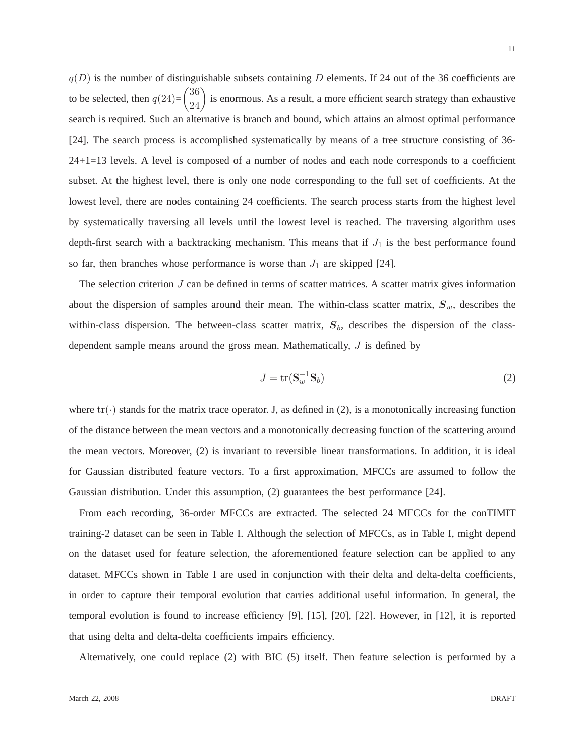$q(D)$ is the number of distinguishable subsets containing $D$ elements. If 24 out of the 36 coefficients are to be selected, then $q(24)=\binom{36}{24}$ is enormous. As a result, a more efficient search strategy than exhaustive search is required. Such an alternative is branch and bound, which attains an almost optimal performance [24]. The search process is accomplished systematically by means of a tree structure consisting of 36-24+1=13 levels. A level is composed of a number of nodes and each node corresponds to a coefficient subset. At the highest level, there is only one node corresponding to the full set of coefficients. At the lowest level, there are nodes containing 24 coefficients. The search process starts from the highest level by systematically traversing all levels until the lowest level is reached. The traversing algorithm uses depth-first search with a backtracking mechanism. This means that if $J_1$ is the best performance found so far, then branches whose performance is worse than $J_1$ are skipped [24].

The selection criterion $J$ can be defined in terms of scatter matrices. A scatter matrix gives information about the dispersion of samples around their mean. The within-class scatter matrix, $\boldsymbol{S}_w$, describes the within-class dispersion. The between-class scatter matrix, $\boldsymbol{S}_b$, describes the dispersion of the class-dependent sample means around the gross mean. Mathematically, $J$ is defined by

$$J = \operatorname{tr}(\mathbf{S}_w^{-1}\mathbf{S}_b) \tag{2}$$

where $\operatorname{tr}(\cdot)$ stands for the matrix trace operator. J, as defined in (2), is a monotonically increasing function of the distance between the mean vectors and a monotonically decreasing function of the scattering around the mean vectors. Moreover, (2) is invariant to reversible linear transformations. In addition, it is ideal for Gaussian distributed feature vectors. To a first approximation, MFCCs are assumed to follow the Gaussian distribution. Under this assumption, (2) guarantees the best performance [24].

From each recording, 36-order MFCCs are extracted. The selected 24 MFCCs for the conTIMIT training-2 dataset can be seen in Table I. Although the selection of MFCCs, as in Table I, might depend on the dataset used for feature selection, the aforementioned feature selection can be applied to any dataset. MFCCs shown in Table I are used in conjunction with their delta and delta-delta coefficients, in order to capture their temporal evolution that carries additional useful information. In general, the temporal evolution is found to increase efficiency [9], [15], [20], [22]. However, in [12], it is reported that using delta and delta-delta coefficients impairs efficiency.

Alternatively, one could replace (2) with BIC (5) itself. Then feature selection is performed by a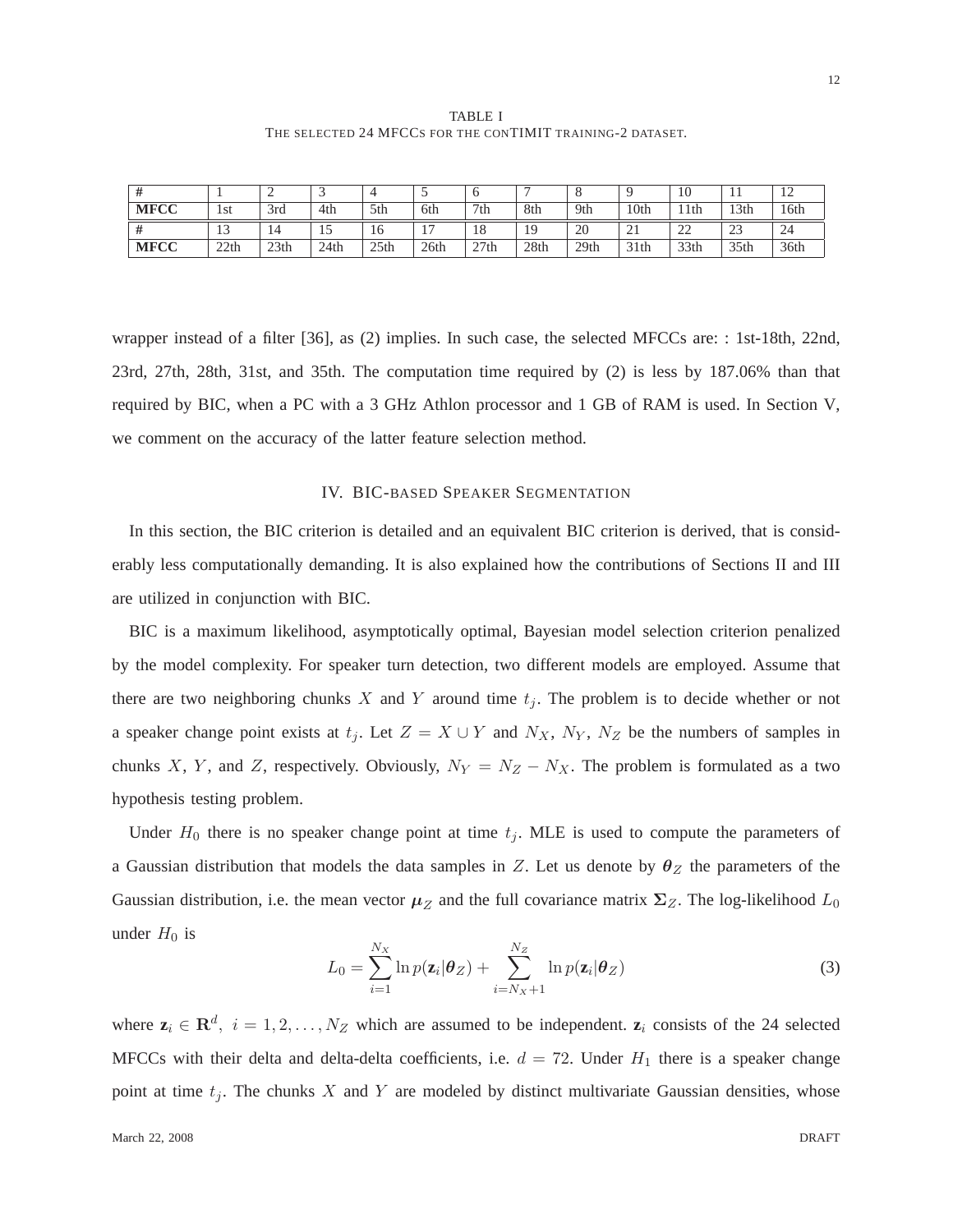TABLE I
THE SELECTED 24 MFCCS FOR THE CONTIMIT TRAINING-2 DATASET.

| # | 1 | 2 | 3 | 4 | 5 | 6 | 7 | 8 | 9 | 10 | 11 | 12 |
|---|---|---|---|---|---|---|---|---|---|---|---|---|
| **MFCC** | 1st | 3rd | 4th | 5th | 6th | 7th | 8th | 9th | 10th | 11th | 13th | 16th |
| **#** | 13 | 14 | 15 | 16 | 17 | 18 | 19 | 20 | 21 | 22 | 23 | 24 |
| **MFCC** | 22th | 23th | 24th | 25th | 26th | 27th | 28th | 29th | 31th | 33th | 35th | 36th |

wrapper instead of a filter [36], as (2) implies. In such case, the selected MFCCs are: : 1st-18th, 22nd, 23rd, 27th, 28th, 31st, and 35th. The computation time required by (2) is less by 187.06% than that required by BIC, when a PC with a 3 GHz Athlon processor and 1 GB of RAM is used. In Section V, we comment on the accuracy of the latter feature selection method.

## IV. BIC-BASED SPEAKER SEGMENTATION

In this section, the BIC criterion is detailed and an equivalent BIC criterion is derived, that is considerably less computationally demanding. It is also explained how the contributions of Sections II and III are utilized in conjunction with BIC.

BIC is a maximum likelihood, asymptotically optimal, Bayesian model selection criterion penalized by the model complexity. For speaker turn detection, two different models are employed. Assume that there are two neighboring chunks $X$ and $Y$ around time $t_j$. The problem is to decide whether or not a speaker change point exists at $t_j$. Let $Z = X \cup Y$ and $N_X$, $N_Y$, $N_Z$ be the numbers of samples in chunks $X$, $Y$, and $Z$, respectively. Obviously, $N_Y = N_Z - N_X$. The problem is formulated as a two hypothesis testing problem.

Under $H_0$ there is no speaker change point at time $t_j$. MLE is used to compute the parameters of a Gaussian distribution that models the data samples in $Z$. Let us denote by $\boldsymbol{\theta}_Z$ the parameters of the Gaussian distribution, i.e. the mean vector $\boldsymbol{\mu}_Z$ and the full covariance matrix $\boldsymbol{\Sigma}_Z$. The log-likelihood $L_0$ under $H_0$ is

$$L_0 = \sum_{i=1}^{N_X} \ln p(\mathbf{z}_i|\boldsymbol{\theta}_Z) + \sum_{i=N_X+1}^{N_Z} \ln p(\mathbf{z}_i|\boldsymbol{\theta}_Z) \tag{3}$$

where $\mathbf{z}_i \in \mathbf{R}^d, \ i = 1, 2, \ldots, N_Z$ which are assumed to be independent. $\mathbf{z}_i$ consists of the 24 selected MFCCs with their delta and delta-delta coefficients, i.e. $d = 72$. Under $H_1$ there is a speaker change point at time $t_j$. The chunks $X$ and $Y$ are modeled by distinct multivariate Gaussian densities, whose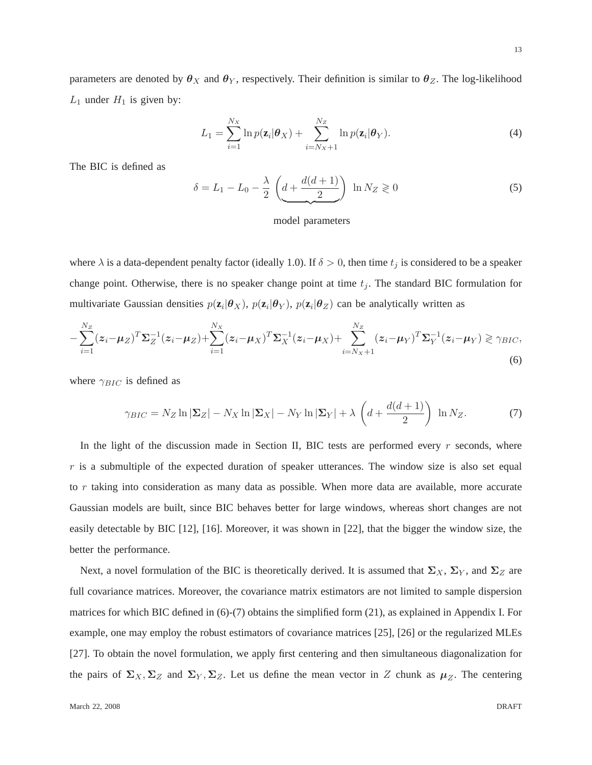parameters are denoted by $\boldsymbol{\theta}_X$ and $\boldsymbol{\theta}_Y$, respectively. Their definition is similar to $\boldsymbol{\theta}_Z$. The log-likelihood $L_1$ under $H_1$ is given by:

$$L_1 = \sum_{i=1}^{N_X} \ln p(\mathbf{z}_i|\boldsymbol{\theta}_X) + \sum_{i=N_X+1}^{N_Z} \ln p(\mathbf{z}_i|\boldsymbol{\theta}_Y). \tag{4}$$

The BIC is defined as

$$\delta = L_1 - L_0 - \frac{\lambda}{2} \underbrace{\left(d + \frac{d(d+1)}{2}\right)}_{\text{model parameters}} \ln N_Z \gtrless 0 \tag{5}$$

where $\lambda$ is a data-dependent penalty factor (ideally 1.0). If $\delta > 0$, then time $t_j$ is considered to be a speaker change point. Otherwise, there is no speaker change point at time $t_j$. The standard BIC formulation for multivariate Gaussian densities $p(\mathbf{z}_i|\boldsymbol{\theta}_X)$, $p(\mathbf{z}_i|\boldsymbol{\theta}_Y)$, $p(\mathbf{z}_i|\boldsymbol{\theta}_Z)$ can be analytically written as

$$-\sum_{i=1}^{N_Z}(\boldsymbol{z}_i-\boldsymbol{\mu}_Z)^T\boldsymbol{\Sigma}_Z^{-1}(\boldsymbol{z}_i-\boldsymbol{\mu}_Z)+\sum_{i=1}^{N_X}(\boldsymbol{z}_i-\boldsymbol{\mu}_X)^T\boldsymbol{\Sigma}_X^{-1}(\boldsymbol{z}_i-\boldsymbol{\mu}_X)+\sum_{i=N_X+1}^{N_Z}(\boldsymbol{z}_i-\boldsymbol{\mu}_Y)^T\boldsymbol{\Sigma}_Y^{-1}(\boldsymbol{z}_i-\boldsymbol{\mu}_Y) \gtrless \gamma_{BIC}, \tag{6}$$

where $\gamma_{BIC}$ is defined as

$$\gamma_{BIC} = N_Z \ln|\boldsymbol{\Sigma}_Z| - N_X \ln|\boldsymbol{\Sigma}_X| - N_Y \ln|\boldsymbol{\Sigma}_Y| + \lambda \left(d + \frac{d(d+1)}{2}\right) \ln N_Z. \tag{7}$$

In the light of the discussion made in Section II, BIC tests are performed every $r$ seconds, where $r$ is a submultiple of the expected duration of speaker utterances. The window size is also set equal to $r$ taking into consideration as many data as possible. When more data are available, more accurate Gaussian models are built, since BIC behaves better for large windows, whereas short changes are not easily detectable by BIC [12], [16]. Moreover, it was shown in [22], that the bigger the window size, the better the performance.

Next, a novel formulation of the BIC is theoretically derived. It is assumed that $\boldsymbol{\Sigma}_X$, $\boldsymbol{\Sigma}_Y$, and $\boldsymbol{\Sigma}_Z$ are full covariance matrices. Moreover, the covariance matrix estimators are not limited to sample dispersion matrices for which BIC defined in (6)-(7) obtains the simplified form (21), as explained in Appendix I. For example, one may employ the robust estimators of covariance matrices [25], [26] or the regularized MLEs [27]. To obtain the novel formulation, we apply first centering and then simultaneous diagonalization for the pairs of $\boldsymbol{\Sigma}_X, \boldsymbol{\Sigma}_Z$ and $\boldsymbol{\Sigma}_Y, \boldsymbol{\Sigma}_Z$. Let us define the mean vector in $Z$ chunk as $\boldsymbol{\mu}_Z$. The centering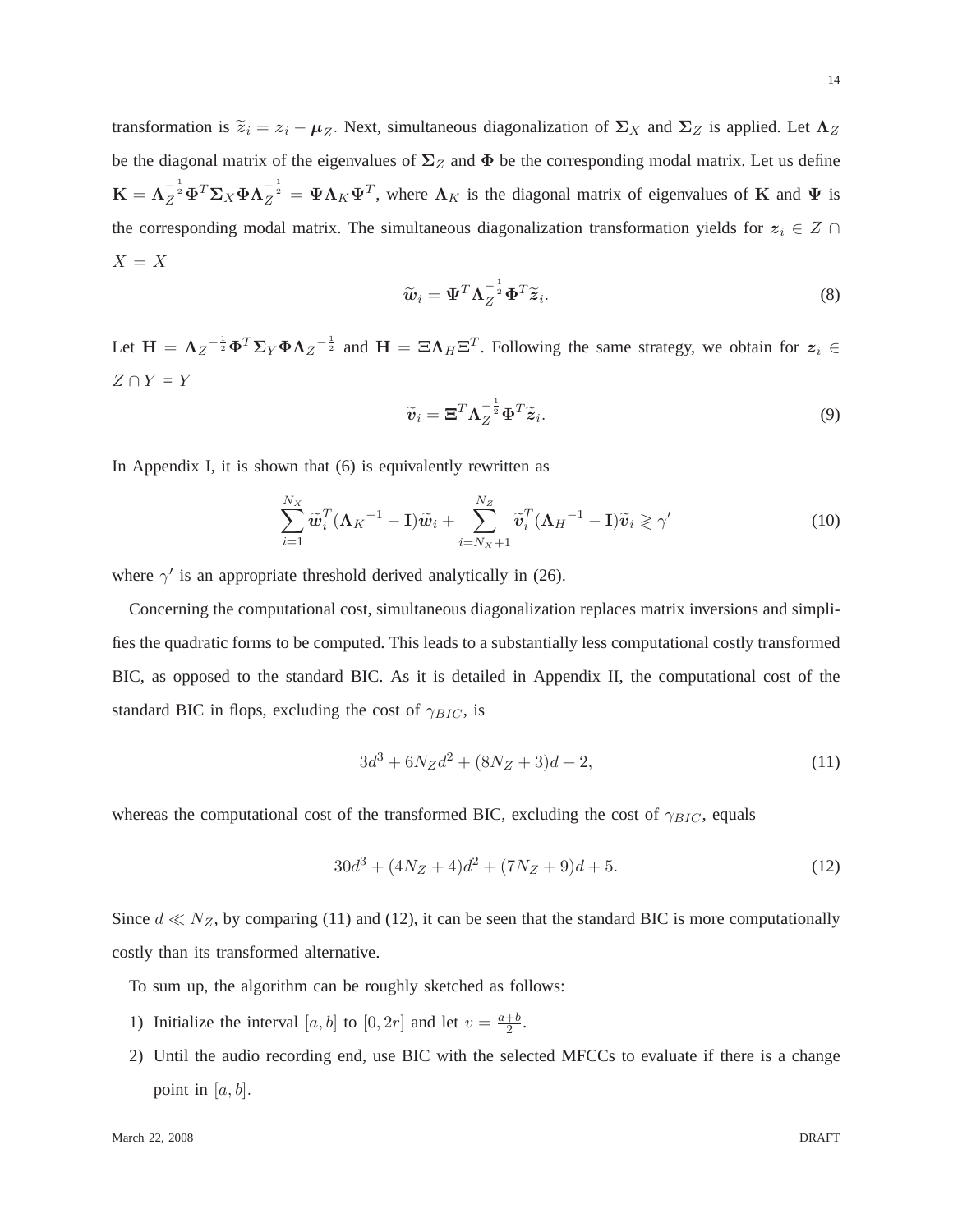transformation is $\widetilde{\boldsymbol{z}}_i = \boldsymbol{z}_i - \boldsymbol{\mu}_Z$. Next, simultaneous diagonalization of $\boldsymbol{\Sigma}_X$ and $\boldsymbol{\Sigma}_Z$ is applied. Let $\boldsymbol{\Lambda}_Z$ be the diagonal matrix of the eigenvalues of $\boldsymbol{\Sigma}_Z$ and $\boldsymbol{\Phi}$ be the corresponding modal matrix. Let us define $\mathbf{K} = \boldsymbol{\Lambda}_Z^{-\frac{1}{2}} \boldsymbol{\Phi}^T \boldsymbol{\Sigma}_X \boldsymbol{\Phi} \boldsymbol{\Lambda}_Z^{-\frac{1}{2}} = \boldsymbol{\Psi} \boldsymbol{\Lambda}_K \boldsymbol{\Psi}^T$, where $\boldsymbol{\Lambda}_K$ is the diagonal matrix of eigenvalues of $\mathbf{K}$ and $\boldsymbol{\Psi}$ is the corresponding modal matrix. The simultaneous diagonalization transformation yields for $\boldsymbol{z}_i \in Z \cap X = X$

$$\widetilde{\boldsymbol{w}}_i = \boldsymbol{\Psi}^T \boldsymbol{\Lambda}_Z^{-\frac{1}{2}} \boldsymbol{\Phi}^T \widetilde{\boldsymbol{z}}_i. \tag{8}$$

Let $\mathbf{H} = \boldsymbol{\Lambda}_Z{}^{-\frac{1}{2}} \boldsymbol{\Phi}^T \boldsymbol{\Sigma}_Y \boldsymbol{\Phi} \boldsymbol{\Lambda}_Z{}^{-\frac{1}{2}}$ and $\mathbf{H} = \boldsymbol{\Xi} \boldsymbol{\Lambda}_H \boldsymbol{\Xi}^T$. Following the same strategy, we obtain for $\boldsymbol{z}_i \in Z \cap Y = Y$

$$\widetilde{\boldsymbol{v}}_i = \boldsymbol{\Xi}^T \boldsymbol{\Lambda}_Z^{-\frac{1}{2}} \boldsymbol{\Phi}^T \widetilde{\boldsymbol{z}}_i. \tag{9}$$

In Appendix I, it is shown that (6) is equivalently rewritten as

$$\sum_{i=1}^{N_X} \widetilde{\boldsymbol{w}}_i^T (\boldsymbol{\Lambda}_K{}^{-1} - \mathbf{I}) \widetilde{\boldsymbol{w}}_i + \sum_{i=N_X+1}^{N_Z} \widetilde{\boldsymbol{v}}_i^T (\boldsymbol{\Lambda}_H{}^{-1} - \mathbf{I}) \widetilde{\boldsymbol{v}}_i \gtrless \gamma' \tag{10}$$

where $\gamma'$ is an appropriate threshold derived analytically in (26).

Concerning the computational cost, simultaneous diagonalization replaces matrix inversions and simplifies the quadratic forms to be computed. This leads to a substantially less computational costly transformed BIC, as opposed to the standard BIC. As it is detailed in Appendix II, the computational cost of the standard BIC in flops, excluding the cost of $\gamma_{BIC}$, is

$$3d^3 + 6N_Z d^2 + (8N_Z + 3)d + 2, \tag{11}$$

whereas the computational cost of the transformed BIC, excluding the cost of $\gamma_{BIC}$, equals

$$30d^3 + (4N_Z + 4)d^2 + (7N_Z + 9)d + 5. \tag{12}$$

Since $d \ll N_Z$, by comparing (11) and (12), it can be seen that the standard BIC is more computationally costly than its transformed alternative.

To sum up, the algorithm can be roughly sketched as follows:

1) Initialize the interval $[a, b]$ to $[0, 2r]$ and let $v = \frac{a+b}{2}$.
2) Until the audio recording end, use BIC with the selected MFCCs to evaluate if there is a change point in $[a, b]$.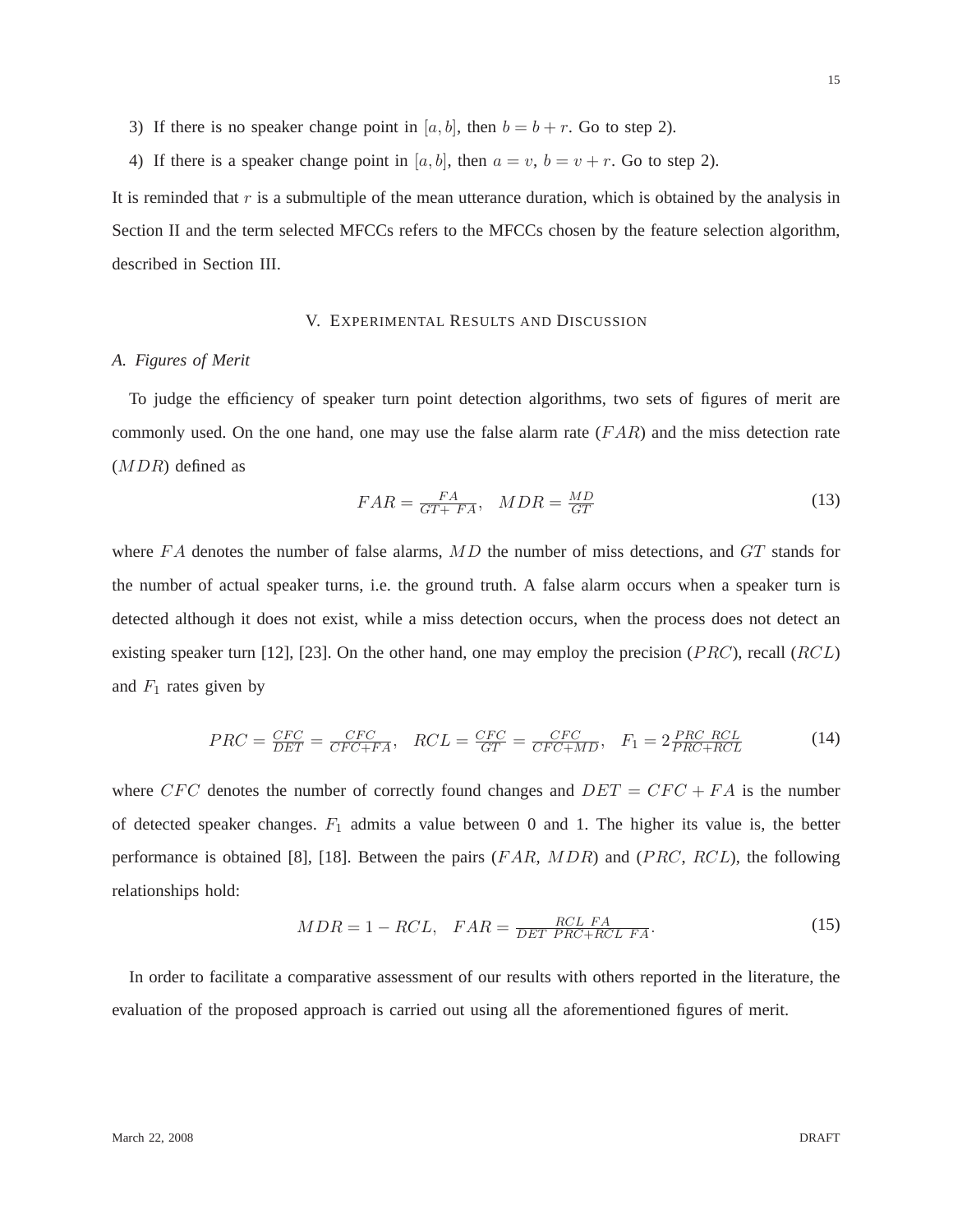3) If there is no speaker change point in $[a, b]$, then $b = b + r$. Go to step 2).

4) If there is a speaker change point in $[a, b]$, then $a = v$, $b = v + r$. Go to step 2).

It is reminded that $r$ is a submultiple of the mean utterance duration, which is obtained by the analysis in Section II and the term selected MFCCs refers to the MFCCs chosen by the feature selection algorithm, described in Section III.

## V. Experimental Results and Discussion

### A. Figures of Merit

To judge the efficiency of speaker turn point detection algorithms, two sets of figures of merit are commonly used. On the one hand, one may use the false alarm rate ($FAR$) and the miss detection rate ($MDR$) defined as

$$FAR = \frac{FA}{GT + FA}, \quad MDR = \frac{MD}{GT} \tag{13}$$

where $FA$ denotes the number of false alarms, $MD$ the number of miss detections, and $GT$ stands for the number of actual speaker turns, i.e. the ground truth. A false alarm occurs when a speaker turn is detected although it does not exist, while a miss detection occurs, when the process does not detect an existing speaker turn [12], [23]. On the other hand, one may employ the precision ($PRC$), recall ($RCL$) and $F_1$ rates given by

$$PRC = \frac{CFC}{DET} = \frac{CFC}{CFC+FA}, \quad RCL = \frac{CFC}{GT} = \frac{CFC}{CFC+MD}, \quad F_1 = 2\frac{PRC\ RCL}{PRC+RCL} \tag{14}$$

where $CFC$ denotes the number of correctly found changes and $DET = CFC + FA$ is the number of detected speaker changes. $F_1$ admits a value between 0 and 1. The higher its value is, the better performance is obtained [8], [18]. Between the pairs ($FAR$, $MDR$) and ($PRC$, $RCL$), the following relationships hold:

$$MDR = 1 - RCL, \quad FAR = \frac{RCL\ FA}{DET\ PRC + RCL\ FA}. \tag{15}$$

In order to facilitate a comparative assessment of our results with others reported in the literature, the evaluation of the proposed approach is carried out using all the aforementioned figures of merit.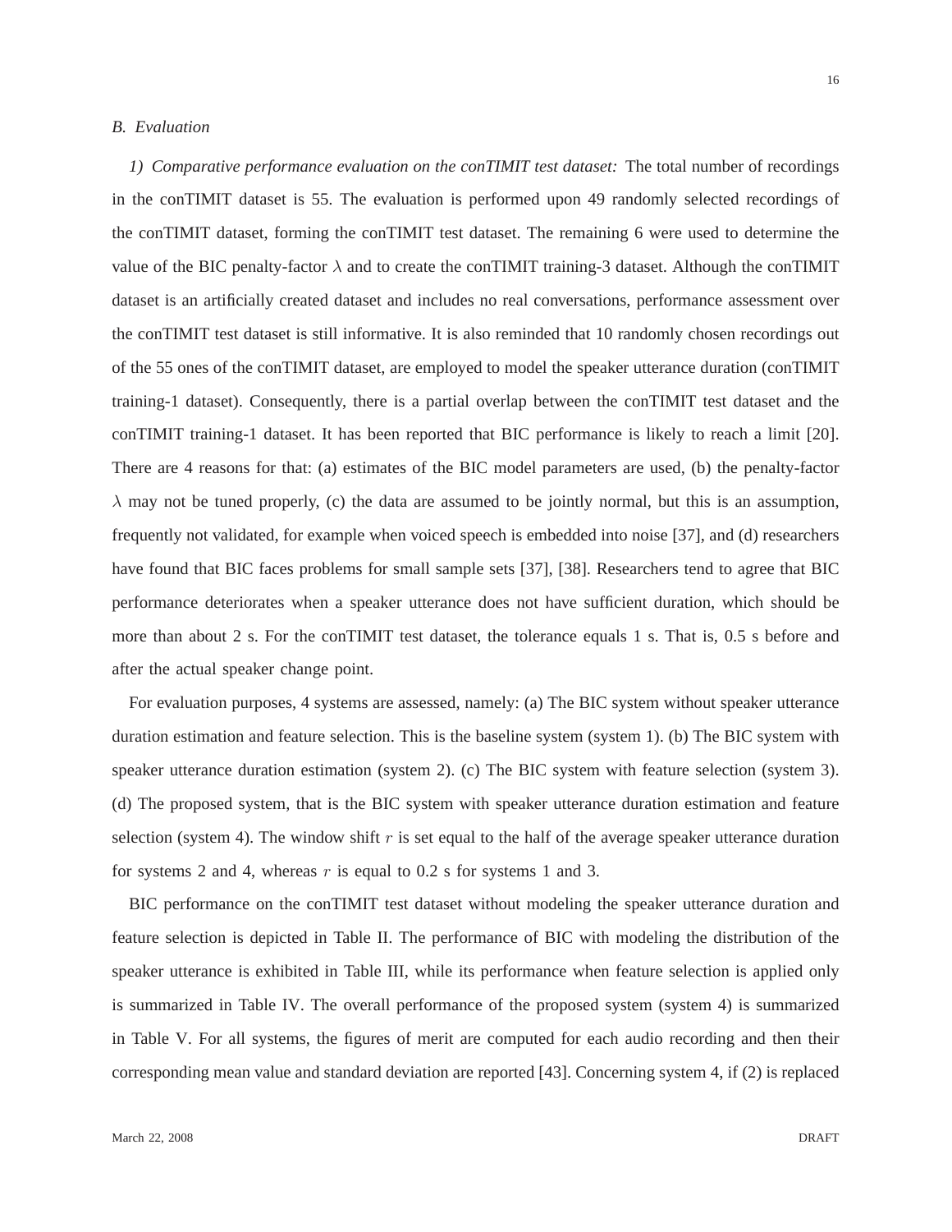### B. Evaluation

*1) Comparative performance evaluation on the conTIMIT test dataset:* The total number of recordings in the conTIMIT dataset is 55. The evaluation is performed upon 49 randomly selected recordings of the conTIMIT dataset, forming the conTIMIT test dataset. The remaining 6 were used to determine the value of the BIC penalty-factor $\lambda$ and to create the conTIMIT training-3 dataset. Although the conTIMIT dataset is an artificially created dataset and includes no real conversations, performance assessment over the conTIMIT test dataset is still informative. It is also reminded that 10 randomly chosen recordings out of the 55 ones of the conTIMIT dataset, are employed to model the speaker utterance duration (conTIMIT training-1 dataset). Consequently, there is a partial overlap between the conTIMIT test dataset and the conTIMIT training-1 dataset. It has been reported that BIC performance is likely to reach a limit [20]. There are 4 reasons for that: (a) estimates of the BIC model parameters are used, (b) the penalty-factor $\lambda$ may not be tuned properly, (c) the data are assumed to be jointly normal, but this is an assumption, frequently not validated, for example when voiced speech is embedded into noise [37], and (d) researchers have found that BIC faces problems for small sample sets [37], [38]. Researchers tend to agree that BIC performance deteriorates when a speaker utterance does not have sufficient duration, which should be more than about 2 s. For the conTIMIT test dataset, the tolerance equals 1 s. That is, 0.5 s before and after the actual speaker change point.

For evaluation purposes, 4 systems are assessed, namely: (a) The BIC system without speaker utterance duration estimation and feature selection. This is the baseline system (system 1). (b) The BIC system with speaker utterance duration estimation (system 2). (c) The BIC system with feature selection (system 3). (d) The proposed system, that is the BIC system with speaker utterance duration estimation and feature selection (system 4). The window shift $r$ is set equal to the half of the average speaker utterance duration for systems 2 and 4, whereas $r$ is equal to 0.2 s for systems 1 and 3.

BIC performance on the conTIMIT test dataset without modeling the speaker utterance duration and feature selection is depicted in Table II. The performance of BIC with modeling the distribution of the speaker utterance is exhibited in Table III, while its performance when feature selection is applied only is summarized in Table IV. The overall performance of the proposed system (system 4) is summarized in Table V. For all systems, the figures of merit are computed for each audio recording and then their corresponding mean value and standard deviation are reported [43]. Concerning system 4, if (2) is replaced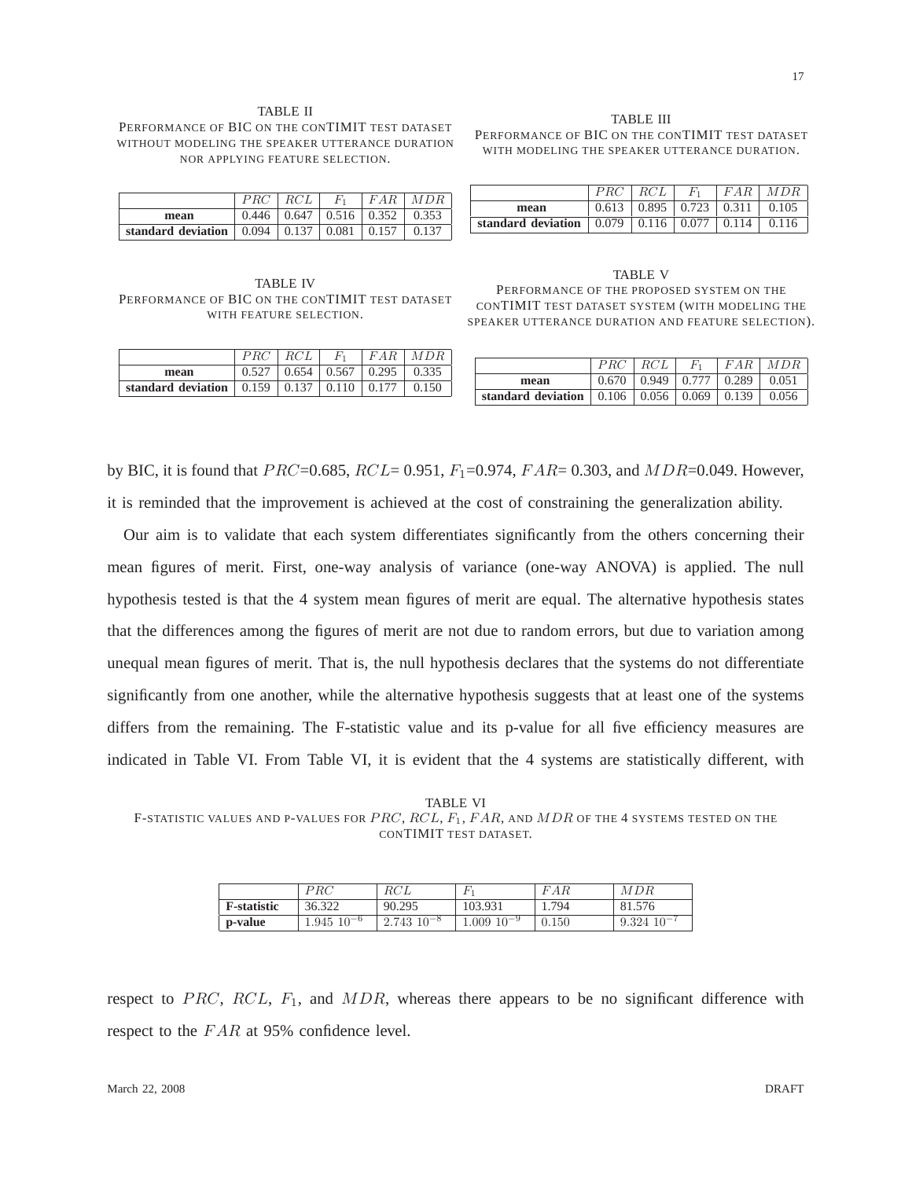TABLE II

PERFORMANCE OF BIC ON THE CONTIMIT TEST DATASET WITHOUT MODELING THE SPEAKER UTTERANCE DURATION NOR APPLYING FEATURE SELECTION.

| | $PRC$ | $RCL$ | $F_1$ | $FAR$ | $MDR$ |
|---|---|---|---|---|---|
| **mean** | 0.446 | 0.647 | 0.516 | 0.352 | 0.353 |
| **standard deviation** | 0.094 | 0.137 | 0.081 | 0.157 | 0.137 |

TABLE III

PERFORMANCE OF BIC ON THE CONTIMIT TEST DATASET WITH MODELING THE SPEAKER UTTERANCE DURATION.

| | $PRC$ | $RCL$ | $F_1$ | $FAR$ | $MDR$ |
|---|---|---|---|---|---|
| **mean** | 0.613 | 0.895 | 0.723 | 0.311 | 0.105 |
| **standard deviation** | 0.079 | 0.116 | 0.077 | 0.114 | 0.116 |

TABLE IV

PERFORMANCE OF BIC ON THE CONTIMIT TEST DATASET WITH FEATURE SELECTION.

| | $PRC$ | $RCL$ | $F_1$ | $FAR$ | $MDR$ |
|---|---|---|---|---|---|
| **mean** | 0.527 | 0.654 | 0.567 | 0.295 | 0.335 |
| **standard deviation** | 0.159 | 0.137 | 0.110 | 0.177 | 0.150 |

TABLE V

PERFORMANCE OF THE PROPOSED SYSTEM ON THE CONTIMIT TEST DATASET SYSTEM (WITH MODELING THE SPEAKER UTTERANCE DURATION AND FEATURE SELECTION).

| | $PRC$ | $RCL$ | $F_1$ | $FAR$ | $MDR$ |
|---|---|---|---|---|---|
| **mean** | 0.670 | 0.949 | 0.777 | 0.289 | 0.051 |
| **standard deviation** | 0.106 | 0.056 | 0.069 | 0.139 | 0.056 |

by BIC, it is found that $PRC$=0.685, $RCL$= 0.951, $F_1$=0.974, $FAR$= 0.303, and $MDR$=0.049. However, it is reminded that the improvement is achieved at the cost of constraining the generalization ability.

Our aim is to validate that each system differentiates significantly from the others concerning their mean figures of merit. First, one-way analysis of variance (one-way ANOVA) is applied. The null hypothesis tested is that the 4 system mean figures of merit are equal. The alternative hypothesis states that the differences among the figures of merit are not due to random errors, but due to variation among unequal mean figures of merit. That is, the null hypothesis declares that the systems do not differentiate significantly from one another, while the alternative hypothesis suggests that at least one of the systems differs from the remaining. The F-statistic value and its p-value for all five efficiency measures are indicated in Table VI. From Table VI, it is evident that the 4 systems are statistically different, with

TABLE VI

F-STATISTIC VALUES AND P-VALUES FOR $PRC$, $RCL$, $F_1$, $FAR$, AND $MDR$ OF THE 4 SYSTEMS TESTED ON THE CONTIMIT TEST DATASET.

| | $PRC$ | $RCL$ | $F_1$ | $FAR$ | $MDR$ |
|---|---|---|---|---|---|
| **F-statistic** | 36.322 | 90.295 | 103.931 | 1.794 | 81.576 |
| **p-value** | $1.945\ 10^{-6}$ | $2.743\ 10^{-8}$ | $1.009\ 10^{-9}$ | 0.150 | $9.324\ 10^{-7}$ |

respect to $PRC$, $RCL$, $F_1$, and $MDR$, whereas there appears to be no significant difference with respect to the $FAR$ at 95% confidence level.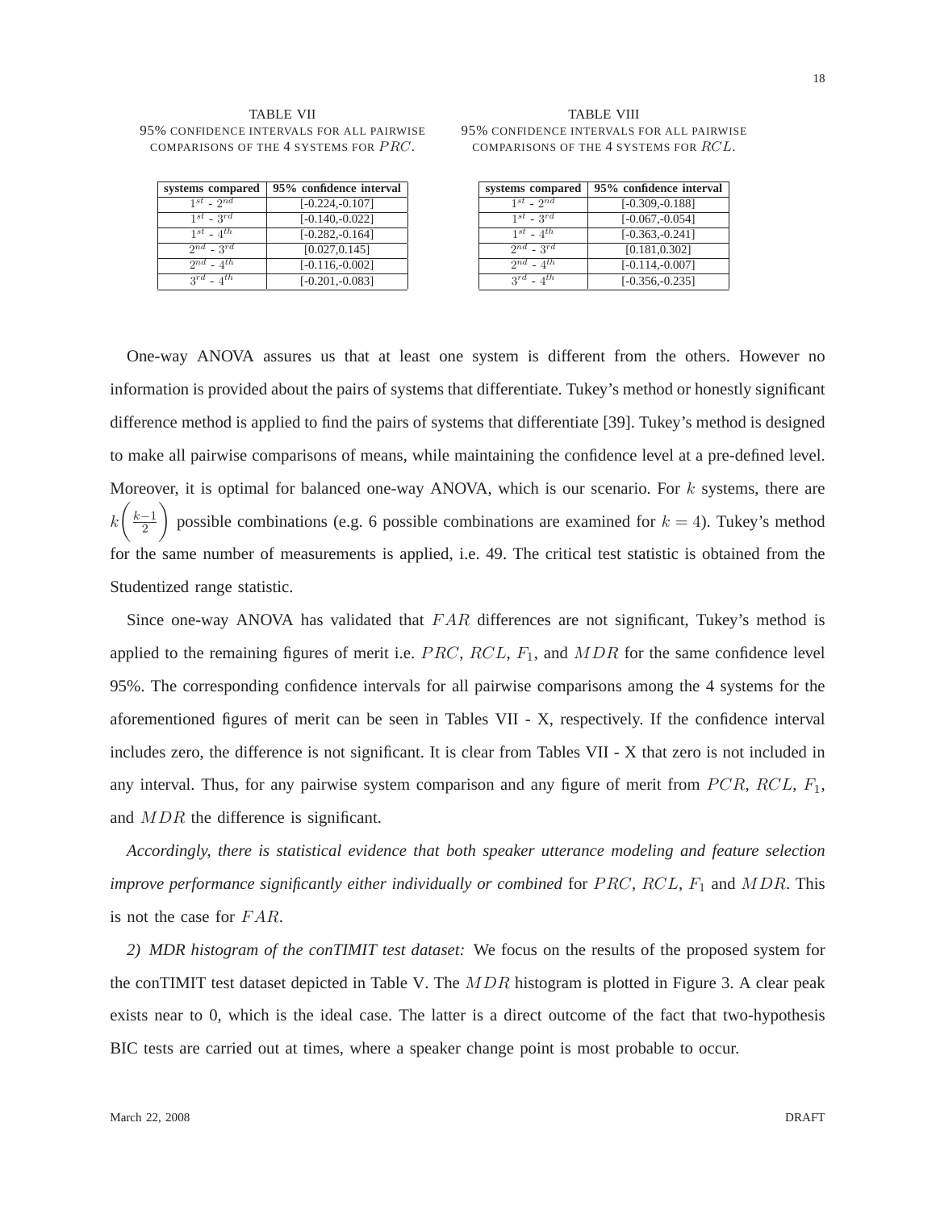TABLE VII

95% CONFIDENCE INTERVALS FOR ALL PAIRWISE COMPARISONS OF THE 4 SYSTEMS FOR $PRC$.

| systems compared | 95% confidence interval |
|---|---|
| $1^{st}$ - $2^{nd}$ | [-0.224,-0.107] |
| $1^{st}$ - $3^{rd}$ | [-0.140,-0.022] |
| $1^{st}$ - $4^{th}$ | [-0.282,-0.164] |
| $2^{nd}$ - $3^{rd}$ | [0.027,0.145] |
| $2^{nd}$ - $4^{th}$ | [-0.116,-0.002] |
| $3^{rd}$ - $4^{th}$ | [-0.201,-0.083] |

TABLE VIII

95% CONFIDENCE INTERVALS FOR ALL PAIRWISE COMPARISONS OF THE 4 SYSTEMS FOR $RCL$.

| systems compared | 95% confidence interval |
|---|---|
| $1^{st}$ - $2^{nd}$ | [-0.309,-0.188] |
| $1^{st}$ - $3^{rd}$ | [-0.067,-0.054] |
| $1^{st}$ - $4^{th}$ | [-0.363,-0.241] |
| $2^{nd}$ - $3^{rd}$ | [0.181,0.302] |
| $2^{nd}$ - $4^{th}$ | [-0.114,-0.007] |
| $3^{rd}$ - $4^{th}$ | [-0.356,-0.235] |

One-way ANOVA assures us that at least one system is different from the others. However no information is provided about the pairs of systems that differentiate. Tukey's method or honestly significant difference method is applied to find the pairs of systems that differentiate [39]. Tukey's method is designed to make all pairwise comparisons of means, while maintaining the confidence level at a pre-defined level. Moreover, it is optimal for balanced one-way ANOVA, which is our scenario. For $k$ systems, there are $k\left(\frac{k-1}{2}\right)$ possible combinations (e.g. 6 possible combinations are examined for $k = 4$). Tukey's method for the same number of measurements is applied, i.e. 49. The critical test statistic is obtained from the Studentized range statistic.

Since one-way ANOVA has validated that $FAR$ differences are not significant, Tukey's method is applied to the remaining figures of merit i.e. $PRC$, $RCL$, $F_1$, and $MDR$ for the same confidence level 95%. The corresponding confidence intervals for all pairwise comparisons among the 4 systems for the aforementioned figures of merit can be seen in Tables VII - X, respectively. If the confidence interval includes zero, the difference is not significant. It is clear from Tables VII - X that zero is not included in any interval. Thus, for any pairwise system comparison and any figure of merit from $PCR$, $RCL$, $F_1$, and $MDR$ the difference is significant.

*Accordingly, there is statistical evidence that both speaker utterance modeling and feature selection improve performance significantly either individually or combined* for $PRC$, $RCL$, $F_1$ and $MDR$. This is not the case for $FAR$.

*2) MDR histogram of the conTIMIT test dataset:* We focus on the results of the proposed system for the conTIMIT test dataset depicted in Table V. The $MDR$ histogram is plotted in Figure 3. A clear peak exists near to 0, which is the ideal case. The latter is a direct outcome of the fact that two-hypothesis BIC tests are carried out at times, where a speaker change point is most probable to occur.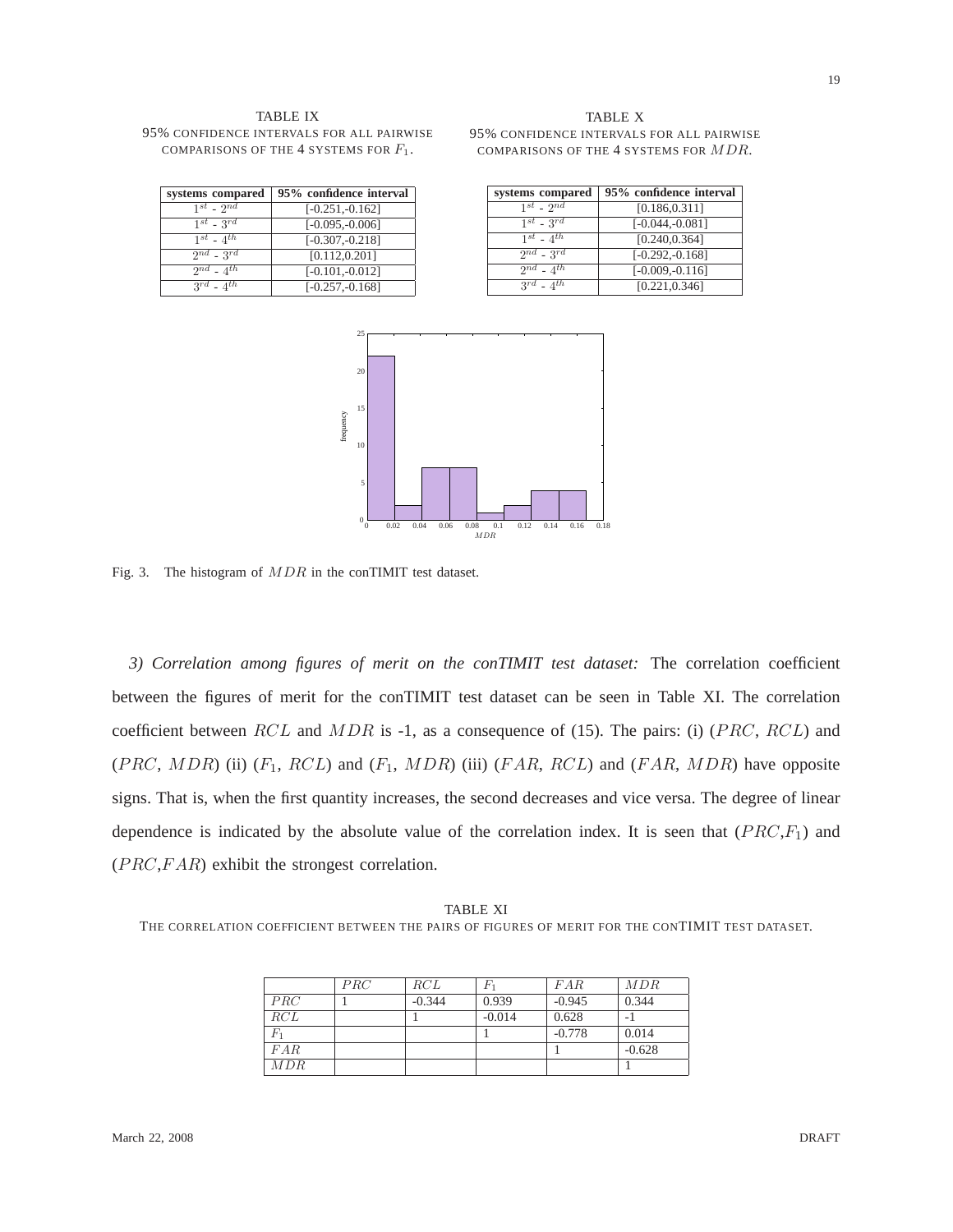TABLE IX

95% CONFIDENCE INTERVALS FOR ALL PAIRWISE COMPARISONS OF THE 4 SYSTEMS FOR $F_1$.

| systems compared | 95% confidence interval |
| --- | --- |
| $1^{st}$ - $2^{nd}$ | [-0.251,-0.162] |
| $1^{st}$ - $3^{rd}$ | [-0.095,-0.006] |
| $1^{st}$ - $4^{th}$ | [-0.307,-0.218] |
| $2^{nd}$ - $3^{rd}$ | [0.112,0.201] |
| $2^{nd}$ - $4^{th}$ | [-0.101,-0.012] |
| $3^{rd}$ - $4^{th}$ | [-0.257,-0.168] |

TABLE X

95% CONFIDENCE INTERVALS FOR ALL PAIRWISE COMPARISONS OF THE 4 SYSTEMS FOR $MDR$.

| systems compared | 95% confidence interval |
| --- | --- |
| $1^{st}$ - $2^{nd}$ | [0.186,0.311] |
| $1^{st}$ - $3^{rd}$ | [-0.044,-0.081] |
| $1^{st}$ - $4^{th}$ | [0.240,0.364] |
| $2^{nd}$ - $3^{rd}$ | [-0.292,-0.168] |
| $2^{nd}$ - $4^{th}$ | [-0.009,-0.116] |
| $3^{rd}$ - $4^{th}$ | [0.221,0.346] |

Fig. 3. The histogram of $MDR$ in the conTIMIT test dataset.

*3) Correlation among figures of merit on the conTIMIT test dataset:* The correlation coefficient between the figures of merit for the conTIMIT test dataset can be seen in Table XI. The correlation coefficient between $RCL$ and $MDR$ is -1, as a consequence of (15). The pairs: (i) ($PRC$, $RCL$) and ($PRC$, $MDR$) (ii) ($F_1$, $RCL$) and ($F_1$, $MDR$) (iii) ($FAR$, $RCL$) and ($FAR$, $MDR$) have opposite signs. That is, when the first quantity increases, the second decreases and vice versa. The degree of linear dependence is indicated by the absolute value of the correlation index. It is seen that ($PRC$,$F_1$) and ($PRC$,$FAR$) exhibit the strongest correlation.

TABLE XI

THE CORRELATION COEFFICIENT BETWEEN THE PAIRS OF FIGURES OF MERIT FOR THE CONTIMIT TEST DATASET.

| | $PRC$ | $RCL$ | $F_1$ | $FAR$ | $MDR$ |
| --- | --- | --- | --- | --- | --- |
| $PRC$ | 1 | -0.344 | 0.939 | -0.945 | 0.344 |
| $RCL$ | | 1 | -0.014 | 0.628 | -1 |
| $F_1$ | | | 1 | -0.778 | 0.014 |
| $FAR$ | | | | 1 | -0.628 |
| $MDR$ | | | | | 1 |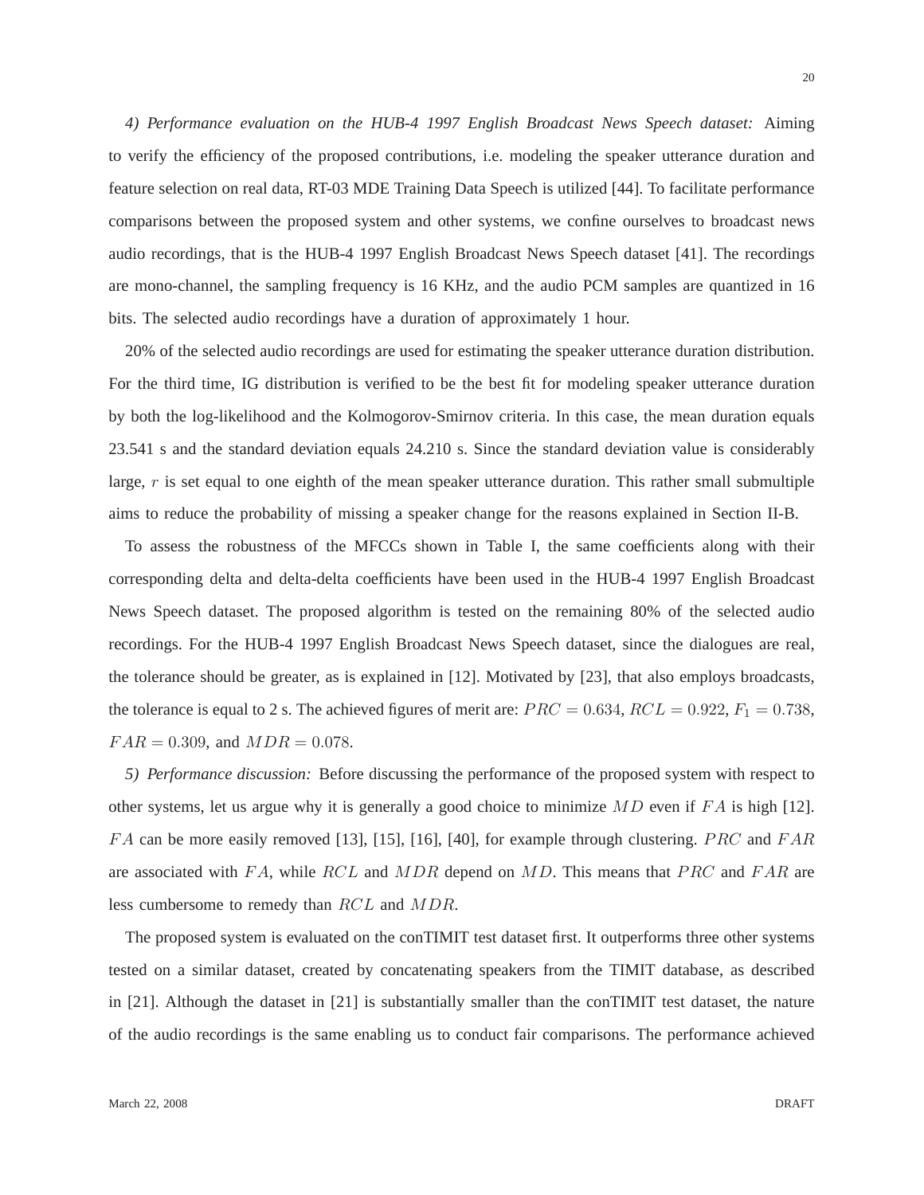*4) Performance evaluation on the HUB-4 1997 English Broadcast News Speech dataset:* Aiming to verify the efficiency of the proposed contributions, i.e. modeling the speaker utterance duration and feature selection on real data, RT-03 MDE Training Data Speech is utilized [44]. To facilitate performance comparisons between the proposed system and other systems, we confine ourselves to broadcast news audio recordings, that is the HUB-4 1997 English Broadcast News Speech dataset [41]. The recordings are mono-channel, the sampling frequency is 16 KHz, and the audio PCM samples are quantized in 16 bits. The selected audio recordings have a duration of approximately 1 hour.

20% of the selected audio recordings are used for estimating the speaker utterance duration distribution. For the third time, IG distribution is verified to be the best fit for modeling speaker utterance duration by both the log-likelihood and the Kolmogorov-Smirnov criteria. In this case, the mean duration equals 23.541 s and the standard deviation equals 24.210 s. Since the standard deviation value is considerably large, $r$ is set equal to one eighth of the mean speaker utterance duration. This rather small submultiple aims to reduce the probability of missing a speaker change for the reasons explained in Section II-B.

To assess the robustness of the MFCCs shown in Table I, the same coefficients along with their corresponding delta and delta-delta coefficients have been used in the HUB-4 1997 English Broadcast News Speech dataset. The proposed algorithm is tested on the remaining 80% of the selected audio recordings. For the HUB-4 1997 English Broadcast News Speech dataset, since the dialogues are real, the tolerance should be greater, as is explained in [12]. Motivated by [23], that also employs broadcasts, the tolerance is equal to 2 s. The achieved figures of merit are: $PRC = 0.634$, $RCL = 0.922$, $F_1 = 0.738$, $FAR = 0.309$, and $MDR = 0.078$.

*5) Performance discussion:* Before discussing the performance of the proposed system with respect to other systems, let us argue why it is generally a good choice to minimize $MD$ even if $FA$ is high [12]. $FA$ can be more easily removed [13], [15], [16], [40], for example through clustering. $PRC$ and $FAR$ are associated with $FA$, while $RCL$ and $MDR$ depend on $MD$. This means that $PRC$ and $FAR$ are less cumbersome to remedy than $RCL$ and $MDR$.

The proposed system is evaluated on the conTIMIT test dataset first. It outperforms three other systems tested on a similar dataset, created by concatenating speakers from the TIMIT database, as described in [21]. Although the dataset in [21] is substantially smaller than the conTIMIT test dataset, the nature of the audio recordings is the same enabling us to conduct fair comparisons. The performance achieved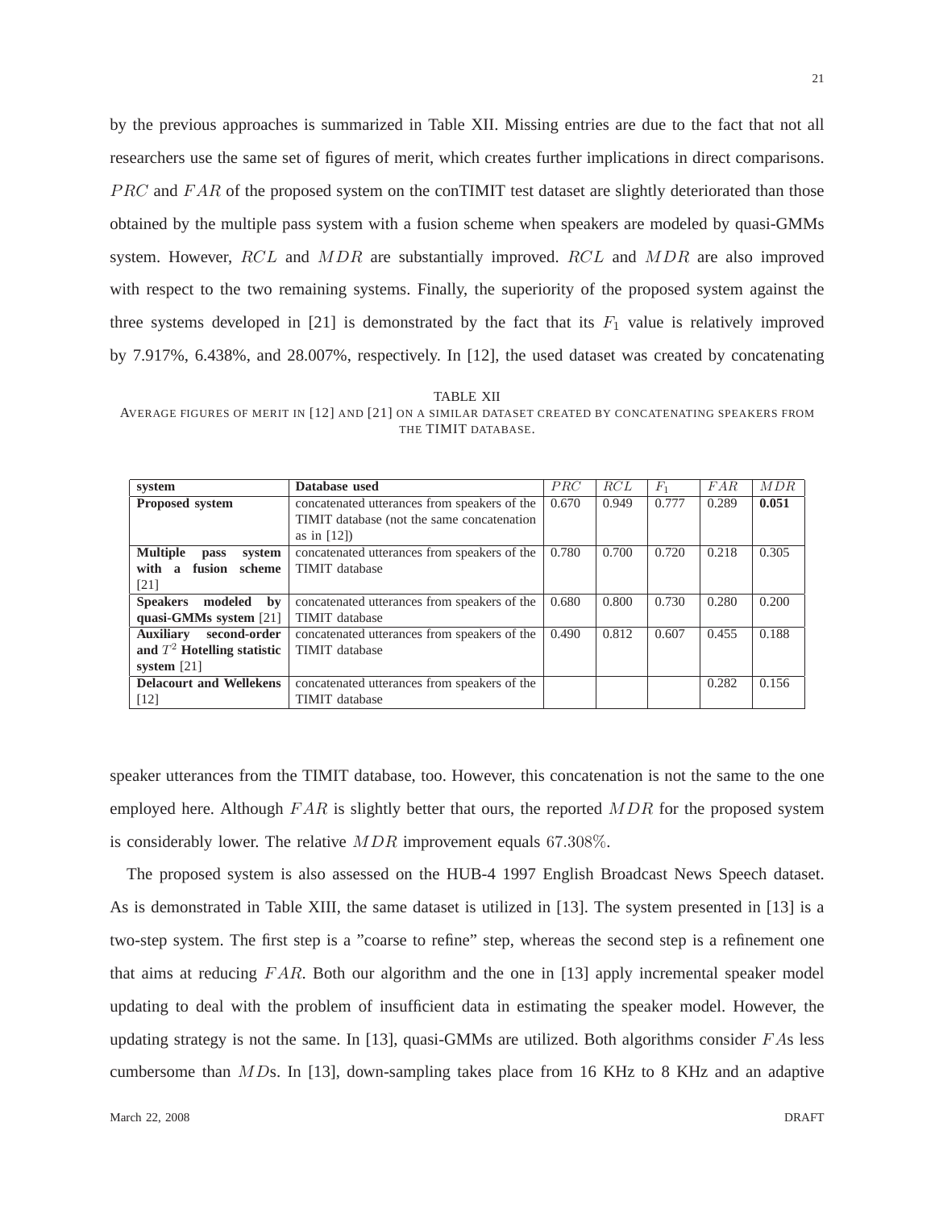by the previous approaches is summarized in Table XII. Missing entries are due to the fact that not all researchers use the same set of figures of merit, which creates further implications in direct comparisons. $PRC$ and $FAR$ of the proposed system on the conTIMIT test dataset are slightly deteriorated than those obtained by the multiple pass system with a fusion scheme when speakers are modeled by quasi-GMMs system. However, $RCL$ and $MDR$ are substantially improved. $RCL$ and $MDR$ are also improved with respect to the two remaining systems. Finally, the superiority of the proposed system against the three systems developed in [21] is demonstrated by the fact that its $F_1$ value is relatively improved by 7.917%, 6.438%, and 28.007%, respectively. In [12], the used dataset was created by concatenating speaker utterances from the TIMIT database, too. However, this concatenation is not the same to the one employed here. Although $FAR$ is slightly better that ours, the reported $MDR$ for the proposed system is considerably lower. The relative $MDR$ improvement equals $67.308\%$.

TABLE XII

AVERAGE FIGURES OF MERIT IN [12] AND [21] ON A SIMILAR DATASET CREATED BY CONCATENATING SPEAKERS FROM THE TIMIT DATABASE.

| system | Database used | $PRC$ | $RCL$ | $F_1$ | $FAR$ | $MDR$ |
|---|---|---|---|---|---|---|
| **Proposed system** | concatenated utterances from speakers of the TIMIT database (not the same concatenation as in [12]) | 0.670 | 0.949 | 0.777 | 0.289 | **0.051** |
| **Multiple pass system with a fusion scheme** [21] | concatenated utterances from speakers of the TIMIT database | 0.780 | 0.700 | 0.720 | 0.218 | 0.305 |
| **Speakers modeled by quasi-GMMs system** [21] | concatenated utterances from speakers of the TIMIT database | 0.680 | 0.800 | 0.730 | 0.280 | 0.200 |
| **Auxiliary second-order and $T^2$ Hotelling statistic system** [21] | concatenated utterances from speakers of the TIMIT database | 0.490 | 0.812 | 0.607 | 0.455 | 0.188 |
| **Delacourt and Wellekens** [12] | concatenated utterances from speakers of the TIMIT database | | | | 0.282 | 0.156 |

The proposed system is also assessed on the HUB-4 1997 English Broadcast News Speech dataset. As is demonstrated in Table XIII, the same dataset is utilized in [13]. The system presented in [13] is a two-step system. The first step is a "coarse to refine" step, whereas the second step is a refinement one that aims at reducing $FAR$. Both our algorithm and the one in [13] apply incremental speaker model updating to deal with the problem of insufficient data in estimating the speaker model. However, the updating strategy is not the same. In [13], quasi-GMMs are utilized. Both algorithms consider $FA$s less cumbersome than $MD$s. In [13], down-sampling takes place from 16 KHz to 8 KHz and an adaptive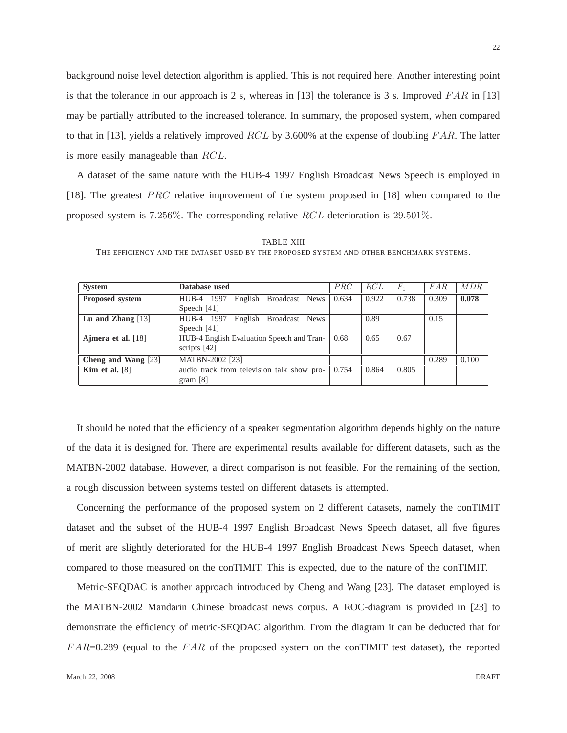background noise level detection algorithm is applied. This is not required here. Another interesting point is that the tolerance in our approach is 2 s, whereas in [13] the tolerance is 3 s. Improved $FAR$ in [13] may be partially attributed to the increased tolerance. In summary, the proposed system, when compared to that in [13], yields a relatively improved $RCL$ by 3.600% at the expense of doubling $FAR$. The latter is more easily manageable than $RCL$.

A dataset of the same nature with the HUB-4 1997 English Broadcast News Speech is employed in [18]. The greatest $PRC$ relative improvement of the system proposed in [18] when compared to the proposed system is $7.256\%$. The corresponding relative $RCL$ deterioration is $29.501\%$.

TABLE XIII
THE EFFICIENCY AND THE DATASET USED BY THE PROPOSED SYSTEM AND OTHER BENCHMARK SYSTEMS.

| System | Database used | $PRC$ | $RCL$ | $F_1$ | $FAR$ | $MDR$ |
|---|---|---|---|---|---|---|
| **Proposed system** | HUB-4 1997 English Broadcast News Speech [41] | 0.634 | 0.922 | 0.738 | 0.309 | **0.078** |
| **Lu and Zhang** [13] | HUB-4 1997 English Broadcast News Speech [41] | | 0.89 | | 0.15 | |
| **Ajmera et al.** [18] | HUB-4 English Evaluation Speech and Transcripts [42] | 0.68 | 0.65 | 0.67 | | |
| **Cheng and Wang** [23] | MATBN-2002 [23] | | | | 0.289 | 0.100 |
| **Kim et al.** [8] | audio track from television talk show program [8] | 0.754 | 0.864 | 0.805 | | |

It should be noted that the efficiency of a speaker segmentation algorithm depends highly on the nature of the data it is designed for. There are experimental results available for different datasets, such as the MATBN-2002 database. However, a direct comparison is not feasible. For the remaining of the section, a rough discussion between systems tested on different datasets is attempted.

Concerning the performance of the proposed system on 2 different datasets, namely the conTIMIT dataset and the subset of the HUB-4 1997 English Broadcast News Speech dataset, all five figures of merit are slightly deteriorated for the HUB-4 1997 English Broadcast News Speech dataset, when compared to those measured on the conTIMIT. This is expected, due to the nature of the conTIMIT.

Metric-SEQDAC is another approach introduced by Cheng and Wang [23]. The dataset employed is the MATBN-2002 Mandarin Chinese broadcast news corpus. A ROC-diagram is provided in [23] to demonstrate the efficiency of metric-SEQDAC algorithm. From the diagram it can be deducted that for $FAR$=0.289 (equal to the $FAR$ of the proposed system on the conTIMIT test dataset), the reported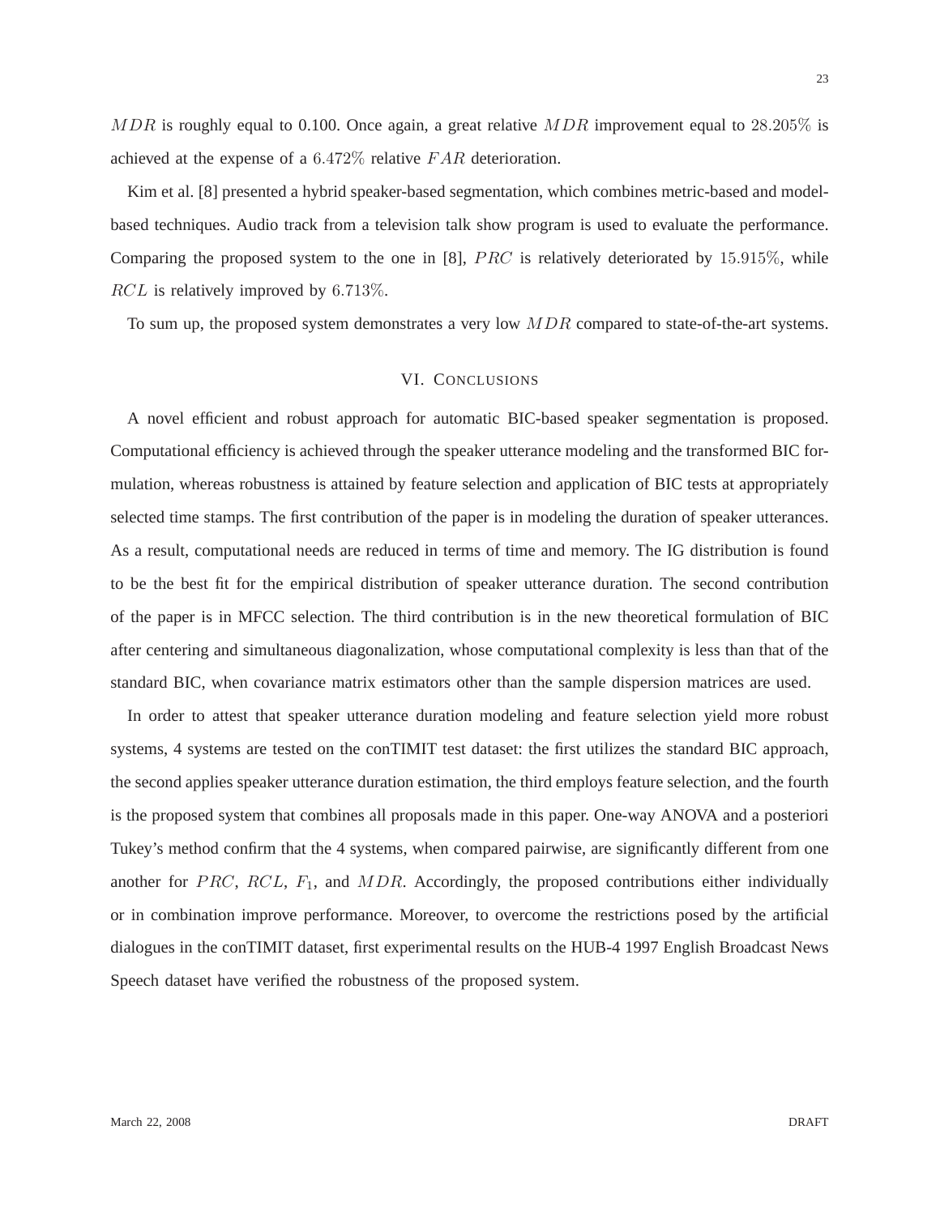$MDR$ is roughly equal to 0.100. Once again, a great relative $MDR$ improvement equal to $28.205\%$ is achieved at the expense of a $6.472\%$ relative $FAR$ deterioration.

Kim et al. [8] presented a hybrid speaker-based segmentation, which combines metric-based and model-based techniques. Audio track from a television talk show program is used to evaluate the performance. Comparing the proposed system to the one in [8], $PRC$ is relatively deteriorated by $15.915\%$, while $RCL$ is relatively improved by $6.713\%$.

To sum up, the proposed system demonstrates a very low $MDR$ compared to state-of-the-art systems.

## VI. Conclusions

A novel efficient and robust approach for automatic BIC-based speaker segmentation is proposed. Computational efficiency is achieved through the speaker utterance modeling and the transformed BIC formulation, whereas robustness is attained by feature selection and application of BIC tests at appropriately selected time stamps. The first contribution of the paper is in modeling the duration of speaker utterances. As a result, computational needs are reduced in terms of time and memory. The IG distribution is found to be the best fit for the empirical distribution of speaker utterance duration. The second contribution of the paper is in MFCC selection. The third contribution is in the new theoretical formulation of BIC after centering and simultaneous diagonalization, whose computational complexity is less than that of the standard BIC, when covariance matrix estimators other than the sample dispersion matrices are used.

In order to attest that speaker utterance duration modeling and feature selection yield more robust systems, 4 systems are tested on the conTIMIT test dataset: the first utilizes the standard BIC approach, the second applies speaker utterance duration estimation, the third employs feature selection, and the fourth is the proposed system that combines all proposals made in this paper. One-way ANOVA and a posteriori Tukey's method confirm that the 4 systems, when compared pairwise, are significantly different from one another for $PRC$, $RCL$, $F_1$, and $MDR$. Accordingly, the proposed contributions either individually or in combination improve performance. Moreover, to overcome the restrictions posed by the artificial dialogues in the conTIMIT dataset, first experimental results on the HUB-4 1997 English Broadcast News Speech dataset have verified the robustness of the proposed system.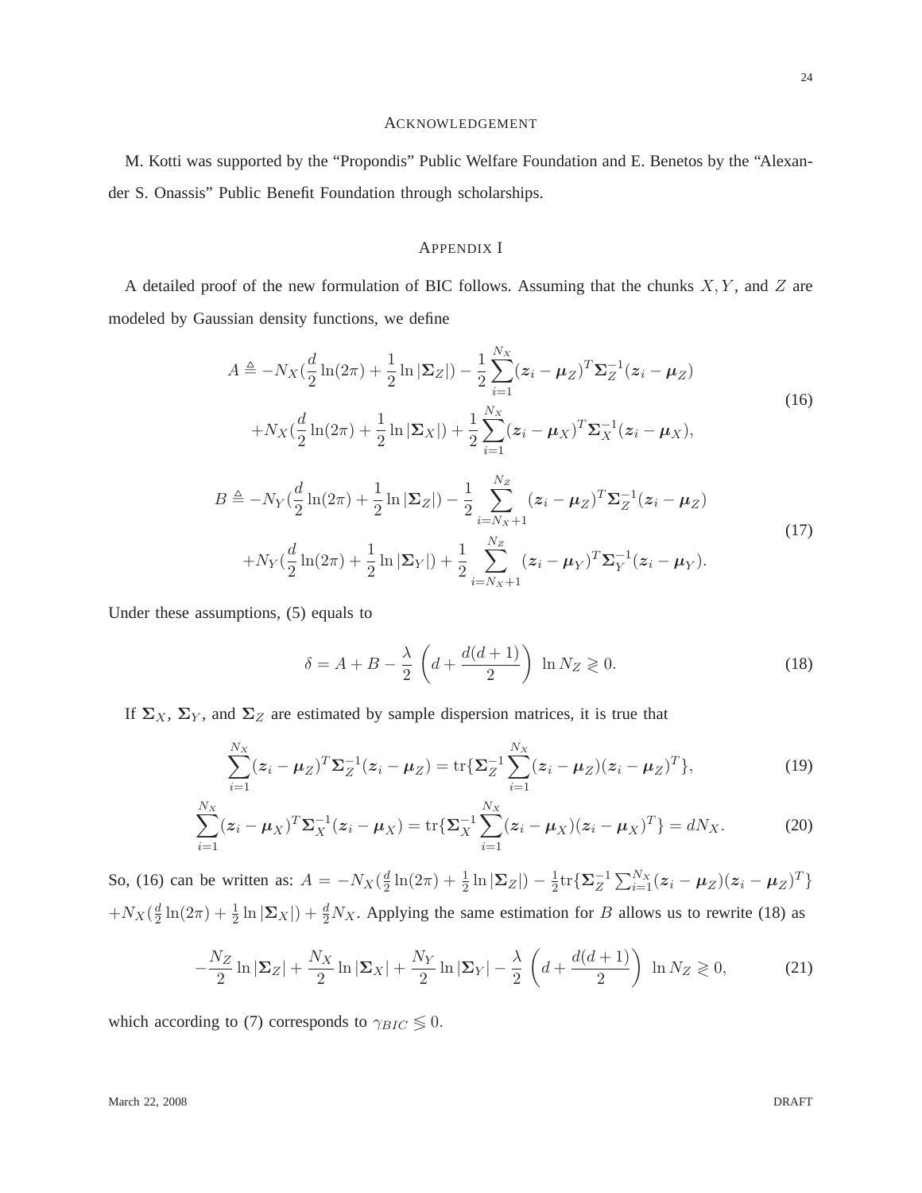## ACKNOWLEDGEMENT

M. Kotti was supported by the "Propondis" Public Welfare Foundation and E. Benetos by the "Alexander S. Onassis" Public Benefit Foundation through scholarships.

## APPENDIX I

A detailed proof of the new formulation of BIC follows. Assuming that the chunks $X, Y$, and $Z$ are modeled by Gaussian density functions, we define

$$
\begin{aligned}
A \triangleq & -N_X(\frac{d}{2}\ln(2\pi) + \frac{1}{2}\ln|\mathbf{\Sigma}_Z|) - \frac{1}{2}\sum_{i=1}^{N_X}(\boldsymbol{z}_i - \boldsymbol{\mu}_Z)^T\mathbf{\Sigma}_Z^{-1}(\boldsymbol{z}_i - \boldsymbol{\mu}_Z) \\
& + N_X(\frac{d}{2}\ln(2\pi) + \frac{1}{2}\ln|\mathbf{\Sigma}_X|) + \frac{1}{2}\sum_{i=1}^{N_X}(\boldsymbol{z}_i - \boldsymbol{\mu}_X)^T\mathbf{\Sigma}_X^{-1}(\boldsymbol{z}_i - \boldsymbol{\mu}_X),
\end{aligned}
\tag{16}
$$

$$
\begin{aligned}
B \triangleq & -N_Y(\frac{d}{2}\ln(2\pi) + \frac{1}{2}\ln|\mathbf{\Sigma}_Z|) - \frac{1}{2}\sum_{i=N_X+1}^{N_Z}(\boldsymbol{z}_i - \boldsymbol{\mu}_Z)^T\mathbf{\Sigma}_Z^{-1}(\boldsymbol{z}_i - \boldsymbol{\mu}_Z) \\
& + N_Y(\frac{d}{2}\ln(2\pi) + \frac{1}{2}\ln|\mathbf{\Sigma}_Y|) + \frac{1}{2}\sum_{i=N_X+1}^{N_Z}(\boldsymbol{z}_i - \boldsymbol{\mu}_Y)^T\mathbf{\Sigma}_Y^{-1}(\boldsymbol{z}_i - \boldsymbol{\mu}_Y).
\end{aligned}
\tag{17}
$$

Under these assumptions, (5) equals to

$$
\delta = A + B - \frac{\lambda}{2}\left(d + \frac{d(d+1)}{2}\right)\ln N_Z \gtrless 0. \tag{18}
$$

If $\mathbf{\Sigma}_X$, $\mathbf{\Sigma}_Y$, and $\mathbf{\Sigma}_Z$ are estimated by sample dispersion matrices, it is true that

$$
\sum_{i=1}^{N_X}(\boldsymbol{z}_i - \boldsymbol{\mu}_Z)^T\mathbf{\Sigma}_Z^{-1}(\boldsymbol{z}_i - \boldsymbol{\mu}_Z) = \mathrm{tr}\{\mathbf{\Sigma}_Z^{-1}\sum_{i=1}^{N_X}(\boldsymbol{z}_i - \boldsymbol{\mu}_Z)(\boldsymbol{z}_i - \boldsymbol{\mu}_Z)^T\}, \tag{19}
$$

$$
\sum_{i=1}^{N_X}(\boldsymbol{z}_i - \boldsymbol{\mu}_X)^T\mathbf{\Sigma}_X^{-1}(\boldsymbol{z}_i - \boldsymbol{\mu}_X) = \mathrm{tr}\{\mathbf{\Sigma}_X^{-1}\sum_{i=1}^{N_X}(\boldsymbol{z}_i - \boldsymbol{\mu}_X)(\boldsymbol{z}_i - \boldsymbol{\mu}_X)^T\} = dN_X. \tag{20}
$$

So, (16) can be written as: $A = -N_X(\frac{d}{2}\ln(2\pi) + \frac{1}{2}\ln|\mathbf{\Sigma}_Z|) - \frac{1}{2}\mathrm{tr}\{\mathbf{\Sigma}_Z^{-1}\sum_{i=1}^{N_X}(\boldsymbol{z}_i - \boldsymbol{\mu}_Z)(\boldsymbol{z}_i - \boldsymbol{\mu}_Z)^T\}$ $+N_X(\frac{d}{2}\ln(2\pi) + \frac{1}{2}\ln|\mathbf{\Sigma}_X|) + \frac{d}{2}N_X$. Applying the same estimation for $B$ allows us to rewrite (18) as

$$
-\frac{N_Z}{2}\ln|\mathbf{\Sigma}_Z| + \frac{N_X}{2}\ln|\mathbf{\Sigma}_X| + \frac{N_Y}{2}\ln|\mathbf{\Sigma}_Y| - \frac{\lambda}{2}\left(d + \frac{d(d+1)}{2}\right)\ln N_Z \gtrless 0, \tag{21}
$$

which according to (7) corresponds to $\gamma_{BIC} \lessgtr 0$.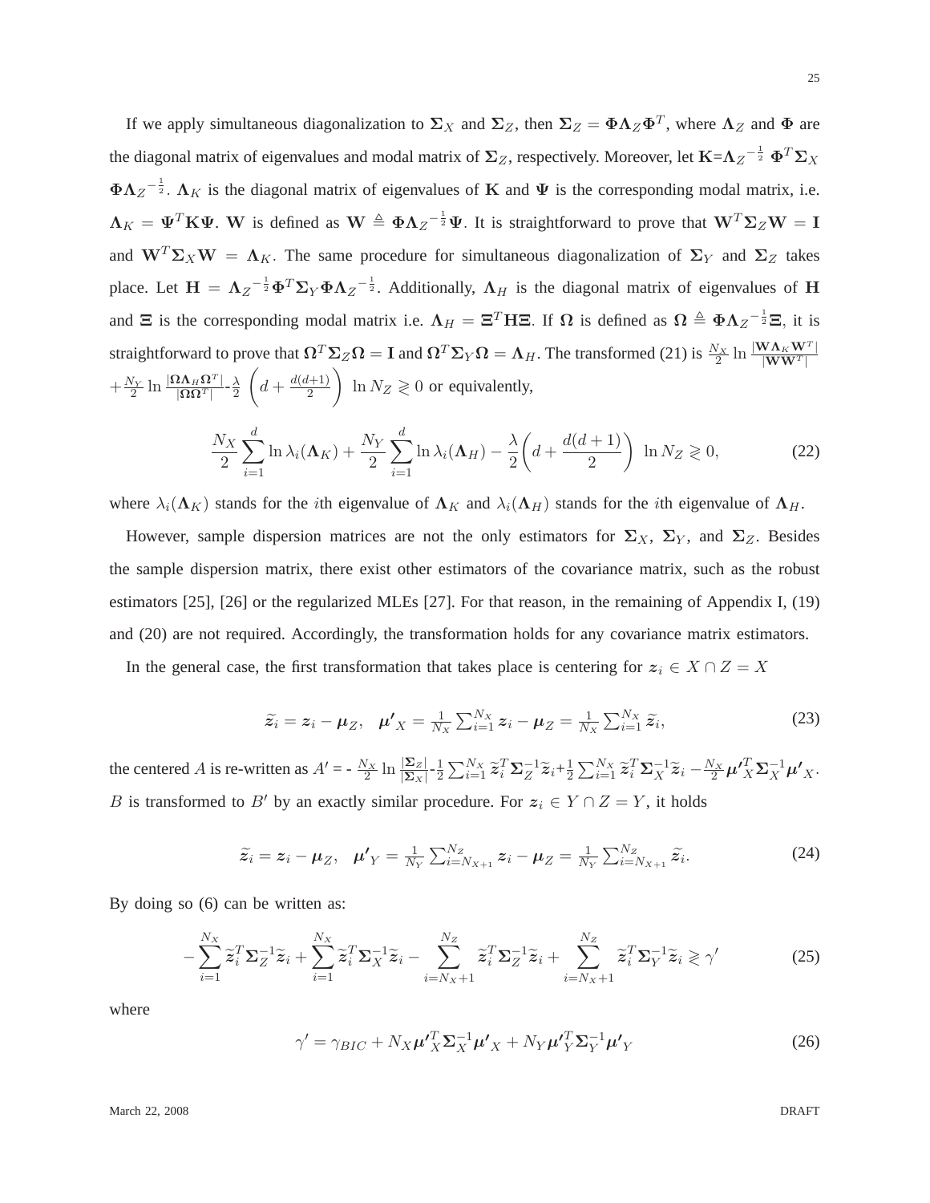If we apply simultaneous diagonalization to $\mathbf{\Sigma}_X$ and $\mathbf{\Sigma}_Z$, then $\mathbf{\Sigma}_Z = \mathbf{\Phi}\mathbf{\Lambda}_Z\mathbf{\Phi}^T$, where $\mathbf{\Lambda}_Z$ and $\mathbf{\Phi}$ are the diagonal matrix of eigenvalues and modal matrix of $\mathbf{\Sigma}_Z$, respectively. Moreover, let $\mathbf{K}$=${\mathbf{\Lambda}_Z}^{-\frac{1}{2}}\ \mathbf{\Phi}^T\mathbf{\Sigma}_X\ \mathbf{\Phi}{\mathbf{\Lambda}_Z}^{-\frac{1}{2}}$. $\mathbf{\Lambda}_K$ is the diagonal matrix of eigenvalues of $\mathbf{K}$ and $\mathbf{\Psi}$ is the corresponding modal matrix, i.e. $\mathbf{\Lambda}_K = \mathbf{\Psi}^T\mathbf{K}\mathbf{\Psi}$. $\mathbf{W}$ is defined as $\mathbf{W} \triangleq \mathbf{\Phi}{\mathbf{\Lambda}_Z}^{-\frac{1}{2}}\mathbf{\Psi}$. It is straightforward to prove that $\mathbf{W}^T\mathbf{\Sigma}_Z\mathbf{W} = \mathbf{I}$ and $\mathbf{W}^T\mathbf{\Sigma}_X\mathbf{W} = \mathbf{\Lambda}_K$. The same procedure for simultaneous diagonalization of $\mathbf{\Sigma}_Y$ and $\mathbf{\Sigma}_Z$ takes place. Let $\mathbf{H} = {\mathbf{\Lambda}_Z}^{-\frac{1}{2}}\mathbf{\Phi}^T\mathbf{\Sigma}_Y\mathbf{\Phi}{\mathbf{\Lambda}_Z}^{-\frac{1}{2}}$. Additionally, $\mathbf{\Lambda}_H$ is the diagonal matrix of eigenvalues of $\mathbf{H}$ and $\mathbf{\Xi}$ is the corresponding modal matrix i.e. $\mathbf{\Lambda}_H = \mathbf{\Xi}^T\mathbf{H}\mathbf{\Xi}$. If $\mathbf{\Omega}$ is defined as $\mathbf{\Omega} \triangleq \mathbf{\Phi}{\mathbf{\Lambda}_Z}^{-\frac{1}{2}}\mathbf{\Xi}$, it is straightforward to prove that $\mathbf{\Omega}^T\mathbf{\Sigma}_Z\mathbf{\Omega} = \mathbf{I}$ and $\mathbf{\Omega}^T\mathbf{\Sigma}_Y\mathbf{\Omega} = \mathbf{\Lambda}_H$. The transformed (21) is $\frac{N_X}{2}\ln\frac{|\mathbf{W}\mathbf{\Lambda}_K\mathbf{W}^T|}{|\mathbf{W}\mathbf{W}^T|} + \frac{N_Y}{2}\ln\frac{|\mathbf{\Omega}\mathbf{\Lambda}_H\mathbf{\Omega}^T|}{|\mathbf{\Omega}\mathbf{\Omega}^T|} - \frac{\lambda}{2}\left(d+\frac{d(d+1)}{2}\right)\ \ln N_Z \gtrless 0$ or equivalently,

$$\frac{N_X}{2}\sum_{i=1}^{d}\ln\lambda_i(\mathbf{\Lambda}_K) + \frac{N_Y}{2}\sum_{i=1}^{d}\ln\lambda_i(\mathbf{\Lambda}_H) - \frac{\lambda}{2}\left(d+\frac{d(d+1)}{2}\right)\ \ln N_Z \gtrless 0, \tag{22}$$

where $\lambda_i(\mathbf{\Lambda}_K)$ stands for the $i$th eigenvalue of $\mathbf{\Lambda}_K$ and $\lambda_i(\mathbf{\Lambda}_H)$ stands for the $i$th eigenvalue of $\mathbf{\Lambda}_H$.

However, sample dispersion matrices are not the only estimators for $\mathbf{\Sigma}_X$, $\mathbf{\Sigma}_Y$, and $\mathbf{\Sigma}_Z$. Besides the sample dispersion matrix, there exist other estimators of the covariance matrix, such as the robust estimators [25], [26] or the regularized MLEs [27]. For that reason, in the remaining of Appendix I, (19) and (20) are not required. Accordingly, the transformation holds for any covariance matrix estimators.

In the general case, the first transformation that takes place is centering for $\boldsymbol{z}_i \in X \cap Z = X$

$$\widetilde{\boldsymbol{z}}_i = \boldsymbol{z}_i - \boldsymbol{\mu}_Z, \quad \boldsymbol{\mu'}_X = \tfrac{1}{N_X}\textstyle\sum_{i=1}^{N_X}\boldsymbol{z}_i - \boldsymbol{\mu}_Z = \tfrac{1}{N_X}\sum_{i=1}^{N_X}\widetilde{\boldsymbol{z}}_i, \tag{23}$$

the centered $A$ is re-written as $A' = -\frac{N_X}{2}\ln\frac{|\mathbf{\Sigma}_Z|}{|\mathbf{\Sigma}_X|} - \frac{1}{2}\sum_{i=1}^{N_X}\widetilde{\boldsymbol{z}}_i^T\mathbf{\Sigma}_Z^{-1}\widetilde{\boldsymbol{z}}_i + \frac{1}{2}\sum_{i=1}^{N_X}\widetilde{\boldsymbol{z}}_i^T\mathbf{\Sigma}_X^{-1}\widetilde{\boldsymbol{z}}_i - \frac{N_X}{2}\boldsymbol{\mu'}_X^T\mathbf{\Sigma}_X^{-1}\boldsymbol{\mu'}_X$. $B$ is transformed to $B'$ by an exactly similar procedure. For $\boldsymbol{z}_i \in Y \cap Z = Y$, it holds

$$\widetilde{\boldsymbol{z}}_i = \boldsymbol{z}_i - \boldsymbol{\mu}_Z, \quad \boldsymbol{\mu'}_Y = \tfrac{1}{N_Y}\textstyle\sum_{i=N_{X+1}}^{N_Z}\boldsymbol{z}_i - \boldsymbol{\mu}_Z = \tfrac{1}{N_Y}\sum_{i=N_{X+1}}^{N_Z}\widetilde{\boldsymbol{z}}_i. \tag{24}$$

By doing so (6) can be written as:

$$-\sum_{i=1}^{N_X}\widetilde{\boldsymbol{z}}_i^T\mathbf{\Sigma}_Z^{-1}\widetilde{\boldsymbol{z}}_i + \sum_{i=1}^{N_X}\widetilde{\boldsymbol{z}}_i^T\mathbf{\Sigma}_X^{-1}\widetilde{\boldsymbol{z}}_i - \sum_{i=N_X+1}^{N_Z}\widetilde{\boldsymbol{z}}_i^T\mathbf{\Sigma}_Z^{-1}\widetilde{\boldsymbol{z}}_i + \sum_{i=N_X+1}^{N_Z}\widetilde{\boldsymbol{z}}_i^T\mathbf{\Sigma}_Y^{-1}\widetilde{\boldsymbol{z}}_i \gtrless \gamma' \tag{25}$$

where

$$\gamma' = \gamma_{BIC} + N_X\boldsymbol{\mu'}_X^T\mathbf{\Sigma}_X^{-1}\boldsymbol{\mu'}_X + N_Y\boldsymbol{\mu'}_Y^T\mathbf{\Sigma}_Y^{-1}\boldsymbol{\mu'}_Y \tag{26}$$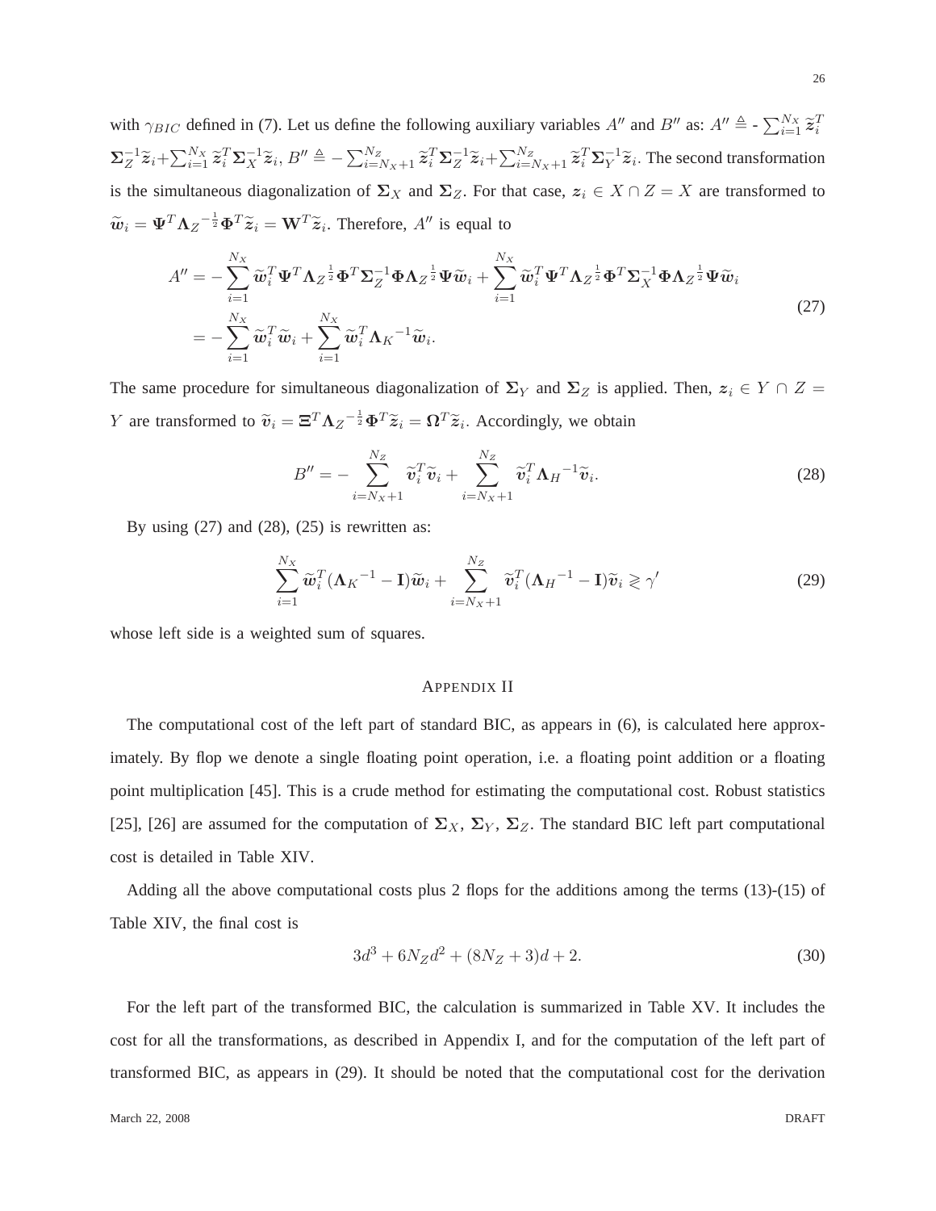with $\gamma_{BIC}$ defined in (7). Let us define the following auxiliary variables $A''$ and $B''$ as: $A'' \triangleq$ - $\sum_{i=1}^{N_X} \widetilde{\boldsymbol{z}}_i^T \boldsymbol{\Sigma}_Z^{-1} \widetilde{\boldsymbol{z}}_i + \sum_{i=1}^{N_X} \widetilde{\boldsymbol{z}}_i^T \boldsymbol{\Sigma}_X^{-1} \widetilde{\boldsymbol{z}}_i$, $B'' \triangleq -\sum_{i=N_X+1}^{N_Z} \widetilde{\boldsymbol{z}}_i^T \boldsymbol{\Sigma}_Z^{-1} \widetilde{\boldsymbol{z}}_i + \sum_{i=N_X+1}^{N_Z} \widetilde{\boldsymbol{z}}_i^T \boldsymbol{\Sigma}_Y^{-1} \widetilde{\boldsymbol{z}}_i$. The second transformation is the simultaneous diagonalization of $\boldsymbol{\Sigma}_X$ and $\boldsymbol{\Sigma}_Z$. For that case, $\boldsymbol{z}_i \in X \cap Z = X$ are transformed to $\widetilde{\boldsymbol{w}}_i = \boldsymbol{\Psi}^T {\boldsymbol{\Lambda}_Z}^{-\frac{1}{2}} \boldsymbol{\Phi}^T \widetilde{\boldsymbol{z}}_i = \mathbf{W}^T \widetilde{\boldsymbol{z}}_i$. Therefore, $A''$ is equal to

$$
\begin{aligned}
A'' &= -\sum_{i=1}^{N_X} \widetilde{\boldsymbol{w}}_i^T \boldsymbol{\Psi}^T {\boldsymbol{\Lambda}_Z}^{\frac{1}{2}} \boldsymbol{\Phi}^T \boldsymbol{\Sigma}_Z^{-1} \boldsymbol{\Phi} {\boldsymbol{\Lambda}_Z}^{\frac{1}{2}} \boldsymbol{\Psi} \widetilde{\boldsymbol{w}}_i + \sum_{i=1}^{N_X} \widetilde{\boldsymbol{w}}_i^T \boldsymbol{\Psi}^T {\boldsymbol{\Lambda}_Z}^{\frac{1}{2}} \boldsymbol{\Phi}^T \boldsymbol{\Sigma}_X^{-1} \boldsymbol{\Phi} {\boldsymbol{\Lambda}_Z}^{\frac{1}{2}} \boldsymbol{\Psi} \widetilde{\boldsymbol{w}}_i \\
&= -\sum_{i=1}^{N_X} \widetilde{\boldsymbol{w}}_i^T \widetilde{\boldsymbol{w}}_i + \sum_{i=1}^{N_X} \widetilde{\boldsymbol{w}}_i^T {\boldsymbol{\Lambda}_K}^{-1} \widetilde{\boldsymbol{w}}_i.
\end{aligned}
\tag{27}
$$

The same procedure for simultaneous diagonalization of $\boldsymbol{\Sigma}_Y$ and $\boldsymbol{\Sigma}_Z$ is applied. Then, $\boldsymbol{z}_i \in Y \cap Z = Y$ are transformed to $\widetilde{\boldsymbol{v}}_i = \boldsymbol{\Xi}^T {\boldsymbol{\Lambda}_Z}^{-\frac{1}{2}} \boldsymbol{\Phi}^T \widetilde{\boldsymbol{z}}_i = \boldsymbol{\Omega}^T \widetilde{\boldsymbol{z}}_i$. Accordingly, we obtain

$$
B'' = -\sum_{i=N_X+1}^{N_Z} \widetilde{\boldsymbol{v}}_i^T \widetilde{\boldsymbol{v}}_i + \sum_{i=N_X+1}^{N_Z} \widetilde{\boldsymbol{v}}_i^T {\boldsymbol{\Lambda}_H}^{-1} \widetilde{\boldsymbol{v}}_i. \tag{28}
$$

By using (27) and (28), (25) is rewritten as:

$$
\sum_{i=1}^{N_X} \widetilde{\boldsymbol{w}}_i^T ({\boldsymbol{\Lambda}_K}^{-1} - \mathbf{I}) \widetilde{\boldsymbol{w}}_i + \sum_{i=N_X+1}^{N_Z} \widetilde{\boldsymbol{v}}_i^T ({\boldsymbol{\Lambda}_H}^{-1} - \mathbf{I}) \widetilde{\boldsymbol{v}}_i \gtrless \gamma' \tag{29}
$$

whose left side is a weighted sum of squares.

## APPENDIX II

The computational cost of the left part of standard BIC, as appears in (6), is calculated here approximately. By flop we denote a single floating point operation, i.e. a floating point addition or a floating point multiplication [45]. This is a crude method for estimating the computational cost. Robust statistics [25], [26] are assumed for the computation of $\boldsymbol{\Sigma}_X$, $\boldsymbol{\Sigma}_Y$, $\boldsymbol{\Sigma}_Z$. The standard BIC left part computational cost is detailed in Table XIV.

Adding all the above computational costs plus 2 flops for the additions among the terms (13)-(15) of Table XIV, the final cost is

$$
3d^3 + 6N_Z d^2 + (8N_Z + 3)d + 2. \tag{30}
$$

For the left part of the transformed BIC, the calculation is summarized in Table XV. It includes the cost for all the transformations, as described in Appendix I, and for the computation of the left part of transformed BIC, as appears in (29). It should be noted that the computational cost for the derivation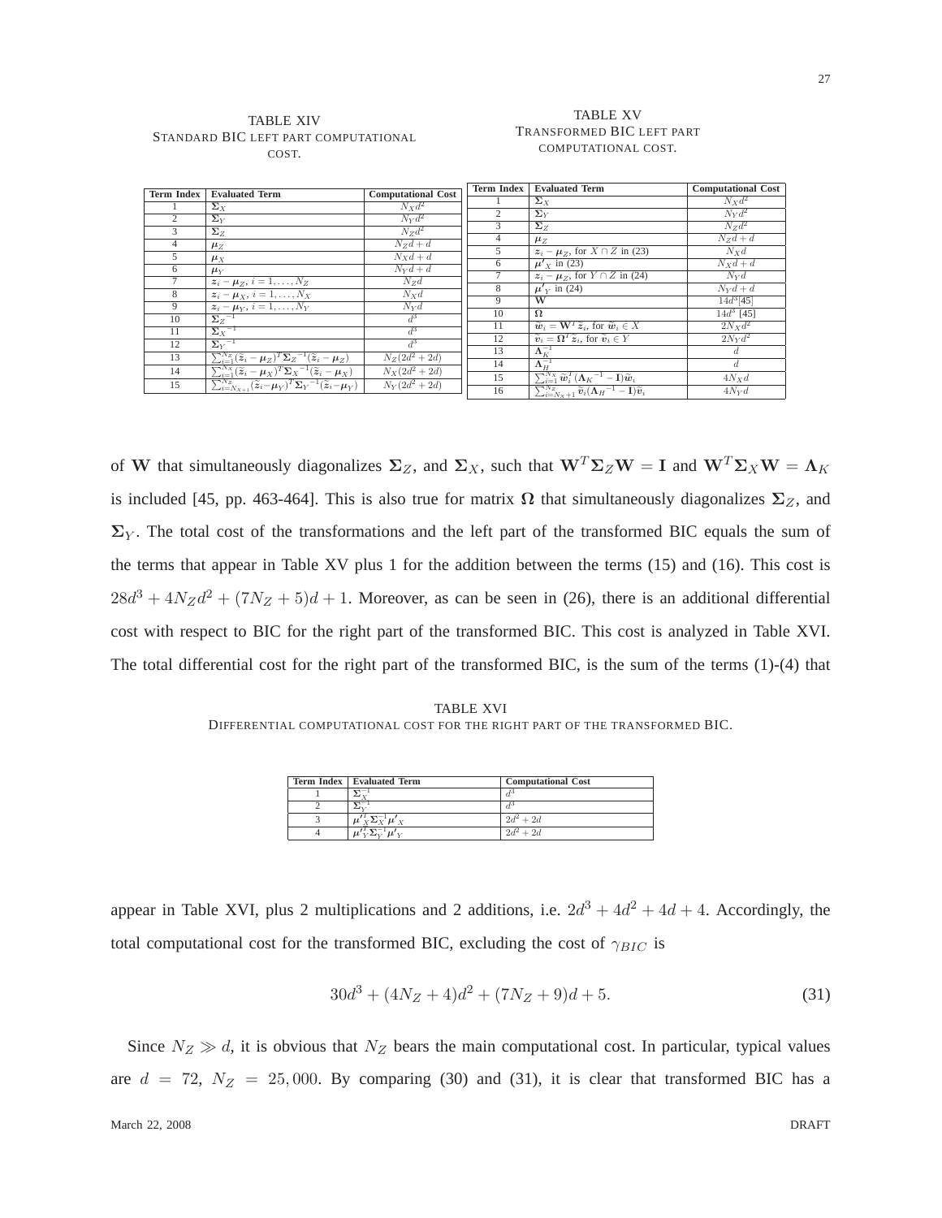TABLE XIV
STANDARD BIC LEFT PART COMPUTATIONAL COST.

| Term Index | Evaluated Term | Computational Cost |
|---|---|---|
| 1 | $\mathbf{\Sigma}_X$ | $N_X d^2$ |
| 2 | $\mathbf{\Sigma}_Y$ | $N_Y d^2$ |
| 3 | $\mathbf{\Sigma}_Z$ | $N_Z d^2$ |
| 4 | $\boldsymbol{\mu}_Z$ | $N_Z d + d$ |
| 5 | $\boldsymbol{\mu}_X$ | $N_X d + d$ |
| 6 | $\boldsymbol{\mu}_Y$ | $N_Y d + d$ |
| 7 | $\boldsymbol{z}_i - \boldsymbol{\mu}_Z,\ i = 1, \ldots, N_Z$ | $N_Z d$ |
| 8 | $\boldsymbol{z}_i - \boldsymbol{\mu}_X,\ i = 1, \ldots, N_X$ | $N_X d$ |
| 9 | $\boldsymbol{z}_i - \boldsymbol{\mu}_Y,\ i = 1, \ldots, N_Y$ | $N_Y d$ |
| 10 | $\mathbf{\Sigma}_Z^{-1}$ | $d^3$ |
| 11 | $\mathbf{\Sigma}_X^{-1}$ | $d^3$ |
| 12 | $\mathbf{\Sigma}_Y^{-1}$ | $d^3$ |
| 13 | $\sum_{i=1}^{N_Z} (\tilde{\boldsymbol{z}}_i - \boldsymbol{\mu}_Z)^T \mathbf{\Sigma}_Z^{-1} (\tilde{\boldsymbol{z}}_i - \boldsymbol{\mu}_Z)$ | $N_Z(2d^2 + 2d)$ |
| 14 | $\sum_{i=1}^{N_X} (\tilde{\boldsymbol{z}}_i - \boldsymbol{\mu}_X)^T \mathbf{\Sigma}_X^{-1} (\tilde{\boldsymbol{z}}_i - \boldsymbol{\mu}_X)$ | $N_X(2d^2 + 2d)$ |
| 15 | $\sum_{i=N_{X+1}}^{N_Z} (\tilde{\boldsymbol{z}}_i - \boldsymbol{\mu}_Y)^T \mathbf{\Sigma}_Y^{-1} (\tilde{\boldsymbol{z}}_i - \boldsymbol{\mu}_Y)$ | $N_Y(2d^2 + 2d)$ |

TABLE XV
TRANSFORMED BIC LEFT PART COMPUTATIONAL COST.

| Term Index | Evaluated Term | Computational Cost |
|---|---|---|
| 1 | $\mathbf{\Sigma}_X$ | $N_X d^2$ |
| 2 | $\mathbf{\Sigma}_Y$ | $N_Y d^2$ |
| 3 | $\mathbf{\Sigma}_Z$ | $N_Z d^2$ |
| 4 | $\boldsymbol{\mu}_Z$ | $N_Z d + d$ |
| 5 | $\boldsymbol{z}_i - \boldsymbol{\mu}_Z$, for $X \cap Z$ in (23) | $N_X d$ |
| 6 | $\boldsymbol{\mu'}_X$ in (23) | $N_X d + d$ |
| 7 | $\boldsymbol{z}_i - \boldsymbol{\mu}_Z$, for $Y \cap Z$ in (24) | $N_Y d$ |
| 8 | $\boldsymbol{\mu'}_Y$ in (24) | $N_Y d + d$ |
| 9 | $\mathbf{W}$ | $14d^3$[45] |
| 10 | $\mathbf{\Omega}$ | $14d^3$ [45] |
| 11 | $\tilde{\boldsymbol{w}}_i = \mathbf{W}^T \tilde{\boldsymbol{z}}_i$, for $\tilde{\boldsymbol{w}}_i \in X$ | $2N_X d^2$ |
| 12 | $\tilde{\boldsymbol{v}}_i = \mathbf{\Omega}^T \tilde{\boldsymbol{z}}_i$, for $\tilde{\boldsymbol{v}}_i \in Y$ | $2N_Y d^2$ |
| 13 | $\mathbf{\Lambda}_K^{-1}$ | $d$ |
| 14 | $\mathbf{\Lambda}_H^{-1}$ | $d$ |
| 15 | $\sum_{i=1}^{N_X} \tilde{\boldsymbol{w}}_i^T (\mathbf{\Lambda}_K^{-1} - \mathbf{I}) \tilde{\boldsymbol{w}}_i$ | $4N_X d$ |
| 16 | $\sum_{i=N_X+1}^{N_Z} \tilde{\boldsymbol{v}}_i (\mathbf{\Lambda}_H^{-1} - \mathbf{I}) \tilde{\boldsymbol{v}}_i$ | $4N_Y d$ |

of $\mathbf{W}$ that simultaneously diagonalizes $\mathbf{\Sigma}_Z$, and $\mathbf{\Sigma}_X$, such that $\mathbf{W}^T \mathbf{\Sigma}_Z \mathbf{W} = \mathbf{I}$ and $\mathbf{W}^T \mathbf{\Sigma}_X \mathbf{W} = \mathbf{\Lambda}_K$ is included [45, pp. 463-464]. This is also true for matrix $\mathbf{\Omega}$ that simultaneously diagonalizes $\mathbf{\Sigma}_Z$, and $\mathbf{\Sigma}_Y$. The total cost of the transformations and the left part of the transformed BIC equals the sum of the terms that appear in Table XV plus 1 for the addition between the terms (15) and (16). This cost is $28d^3 + 4N_Z d^2 + (7N_Z + 5)d + 1$. Moreover, as can be seen in (26), there is an additional differential cost with respect to BIC for the right part of the transformed BIC. This cost is analyzed in Table XVI. The total differential cost for the right part of the transformed BIC, is the sum of the terms (1)-(4) that appear in Table XVI, plus 2 multiplications and 2 additions, i.e. $2d^3 + 4d^2 + 4d + 4$. Accordingly, the total computational cost for the transformed BIC, excluding the cost of $\gamma_{BIC}$ is

TABLE XVI
DIFFERENTIAL COMPUTATIONAL COST FOR THE RIGHT PART OF THE TRANSFORMED BIC.

| Term Index | Evaluated Term | Computational Cost |
|---|---|---|
| 1 | $\mathbf{\Sigma}_X^{-1}$ | $d^3$ |
| 2 | $\mathbf{\Sigma}_Y^{-1}$ | $d^3$ |
| 3 | $\boldsymbol{\mu'}_X^T \mathbf{\Sigma}_X^{-1} \boldsymbol{\mu'}_X$ | $2d^2 + 2d$ |
| 4 | $\boldsymbol{\mu'}_Y^T \mathbf{\Sigma}_Y^{-1} \boldsymbol{\mu'}_Y$ | $2d^2 + 2d$ |

$$30d^3 + (4N_Z + 4)d^2 + (7N_Z + 9)d + 5. \tag{31}$$

Since $N_Z \gg d$, it is obvious that $N_Z$ bears the main computational cost. In particular, typical values are $d = 72$, $N_Z = 25,000$. By comparing (30) and (31), it is clear that transformed BIC has a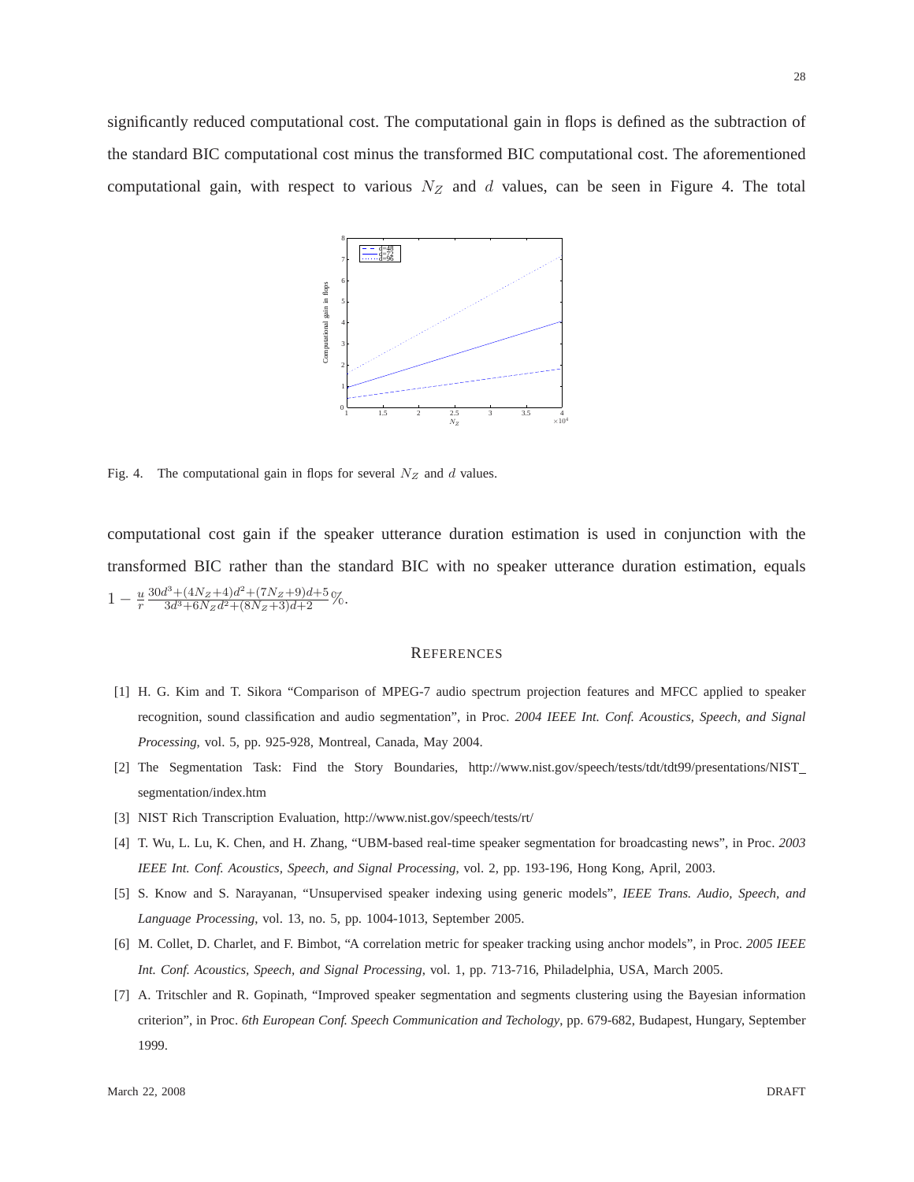significantly reduced computational cost. The computational gain in flops is defined as the subtraction of the standard BIC computational cost minus the transformed BIC computational cost. The aforementioned computational gain, with respect to various $N_Z$ and $d$ values, can be seen in Figure 4. The total

Fig. 4. The computational gain in flops for several $N_Z$ and $d$ values.

computational cost gain if the speaker utterance duration estimation is used in conjunction with the transformed BIC rather than the standard BIC with no speaker utterance duration estimation, equals $1 - \frac{u}{r} \frac{30d^3+(4N_Z+4)d^2+(7N_Z+9)d+5}{3d^3+6N_Z d^2+(8N_Z+3)d+2}\%$.

## REFERENCES

[1] H. G. Kim and T. Sikora "Comparison of MPEG-7 audio spectrum projection features and MFCC applied to speaker recognition, sound classification and audio segmentation", in Proc. *2004 IEEE Int. Conf. Acoustics, Speech, and Signal Processing*, vol. 5, pp. 925-928, Montreal, Canada, May 2004.

[2] The Segmentation Task: Find the Story Boundaries, http://www.nist.gov/speech/tests/tdt/tdt99/presentations/NIST_segmentation/index.htm

[3] NIST Rich Transcription Evaluation, http://www.nist.gov/speech/tests/rt/

[4] T. Wu, L. Lu, K. Chen, and H. Zhang, "UBM-based real-time speaker segmentation for broadcasting news", in Proc. *2003 IEEE Int. Conf. Acoustics, Speech, and Signal Processing*, vol. 2, pp. 193-196, Hong Kong, April, 2003.

[5] S. Know and S. Narayanan, "Unsupervised speaker indexing using generic models", *IEEE Trans. Audio, Speech, and Language Processing*, vol. 13, no. 5, pp. 1004-1013, September 2005.

[6] M. Collet, D. Charlet, and F. Bimbot, "A correlation metric for speaker tracking using anchor models", in Proc. *2005 IEEE Int. Conf. Acoustics, Speech, and Signal Processing*, vol. 1, pp. 713-716, Philadelphia, USA, March 2005.

[7] A. Tritschler and R. Gopinath, "Improved speaker segmentation and segments clustering using the Bayesian information criterion", in Proc. *6th European Conf. Speech Communication and Techology*, pp. 679-682, Budapest, Hungary, September 1999.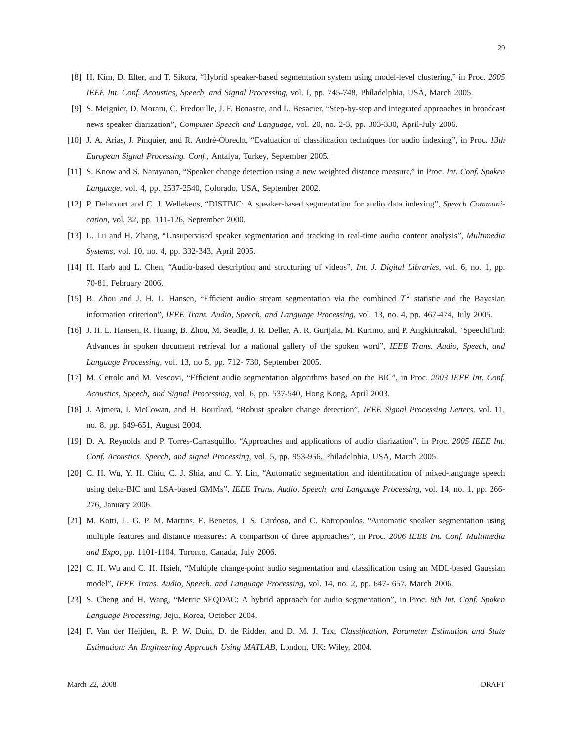[8] H. Kim, D. Elter, and T. Sikora, "Hybrid speaker-based segmentation system using model-level clustering," in Proc. *2005 IEEE Int. Conf. Acoustics, Speech, and Signal Processing*, vol. I, pp. 745-748, Philadelphia, USA, March 2005.

[9] S. Meignier, D. Moraru, C. Fredouille, J. F. Bonastre, and L. Besacier, "Step-by-step and integrated approaches in broadcast news speaker diarization", *Computer Speech and Language*, vol. 20, no. 2-3, pp. 303-330, April-July 2006.

[10] J. A. Arias, J. Pinquier, and R. André-Obrecht, "Evaluation of classification techniques for audio indexing", in Proc. *13th European Signal Processing. Conf.*, Antalya, Turkey, September 2005.

[11] S. Know and S. Narayanan, "Speaker change detection using a new weighted distance measure," in Proc. *Int. Conf. Spoken Language*, vol. 4, pp. 2537-2540, Colorado, USA, September 2002.

[12] P. Delacourt and C. J. Wellekens, "DISTBIC: A speaker-based segmentation for audio data indexing", *Speech Communication*, vol. 32, pp. 111-126, September 2000.

[13] L. Lu and H. Zhang, "Unsupervised speaker segmentation and tracking in real-time audio content analysis", *Multimedia Systems*, vol. 10, no. 4, pp. 332-343, April 2005.

[14] H. Harb and L. Chen, "Audio-based description and structuring of videos", *Int. J. Digital Libraries*, vol. 6, no. 1, pp. 70-81, February 2006.

[15] B. Zhou and J. H. L. Hansen, "Efficient audio stream segmentation via the combined $T^2$ statistic and the Bayesian information criterion", *IEEE Trans. Audio, Speech, and Language Processing*, vol. 13, no. 4, pp. 467-474, July 2005.

[16] J. H. L. Hansen, R. Huang, B. Zhou, M. Seadle, J. R. Deller, A. R. Gurijala, M. Kurimo, and P. Angkititrakul, "SpeechFind: Advances in spoken document retrieval for a national gallery of the spoken word", *IEEE Trans. Audio, Speech, and Language Processing*, vol. 13, no 5, pp. 712- 730, September 2005.

[17] M. Cettolo and M. Vescovi, "Efficient audio segmentation algorithms based on the BIC", in Proc. *2003 IEEE Int. Conf. Acoustics, Speech, and Signal Processing*, vol. 6, pp. 537-540, Hong Kong, April 2003.

[18] J. Ajmera, I. McCowan, and H. Bourlard, "Robust speaker change detection", *IEEE Signal Processing Letters*, vol. 11, no. 8, pp. 649-651, August 2004.

[19] D. A. Reynolds and P. Torres-Carrasquillo, "Approaches and applications of audio diarization", in Proc. *2005 IEEE Int. Conf. Acoustics, Speech, and signal Processing,* vol. 5, pp. 953-956, Philadelphia, USA, March 2005.

[20] C. H. Wu, Y. H. Chiu, C. J. Shia, and C. Y. Lin, "Automatic segmentation and identification of mixed-language speech using delta-BIC and LSA-based GMMs", *IEEE Trans. Audio, Speech, and Language Processing*, vol. 14, no. 1, pp. 266-276, January 2006.

[21] M. Kotti, L. G. P. M. Martins, E. Benetos, J. S. Cardoso, and C. Kotropoulos, "Automatic speaker segmentation using multiple features and distance measures: A comparison of three approaches", in Proc. *2006 IEEE Int. Conf. Multimedia and Expo*, pp. 1101-1104, Toronto, Canada, July 2006.

[22] C. H. Wu and C. H. Hsieh, "Multiple change-point audio segmentation and classification using an MDL-based Gaussian model", *IEEE Trans. Audio, Speech, and Language Processing*, vol. 14, no. 2, pp. 647- 657, March 2006.

[23] S. Cheng and H. Wang, "Metric SEQDAC: A hybrid approach for audio segmentation", in Proc. *8th Int. Conf. Spoken Language Processing*, Jeju, Korea, October 2004.

[24] F. Van der Heijden, R. P. W. Duin, D. de Ridder, and D. M. J. Tax, *Classification, Parameter Estimation and State Estimation: An Engineering Approach Using MATLAB*, London, UK: Wiley, 2004.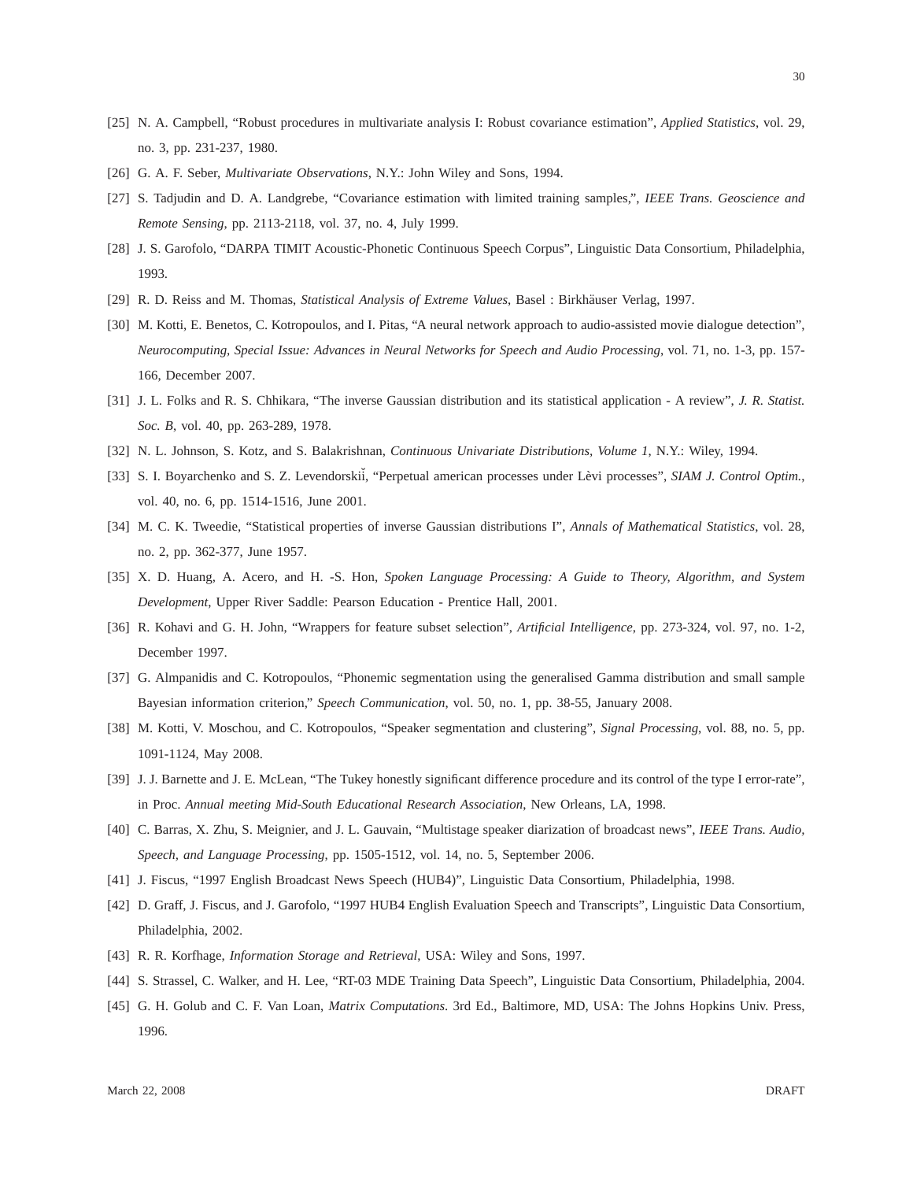[25] N. A. Campbell, "Robust procedures in multivariate analysis I: Robust covariance estimation", *Applied Statistics*, vol. 29, no. 3, pp. 231-237, 1980.

[26] G. A. F. Seber, *Multivariate Observations*, N.Y.: John Wiley and Sons, 1994.

[27] S. Tadjudin and D. A. Landgrebe, "Covariance estimation with limited training samples,", *IEEE Trans. Geoscience and Remote Sensing*, pp. 2113-2118, vol. 37, no. 4, July 1999.

[28] J. S. Garofolo, "DARPA TIMIT Acoustic-Phonetic Continuous Speech Corpus", Linguistic Data Consortium, Philadelphia, 1993.

[29] R. D. Reiss and M. Thomas, *Statistical Analysis of Extreme Values*, Basel : Birkhäuser Verlag, 1997.

[30] M. Kotti, E. Benetos, C. Kotropoulos, and I. Pitas, "A neural network approach to audio-assisted movie dialogue detection", *Neurocomputing, Special Issue: Advances in Neural Networks for Speech and Audio Processing*, vol. 71, no. 1-3, pp. 157-166, December 2007.

[31] J. L. Folks and R. S. Chhikara, "The inverse Gaussian distribution and its statistical application - A review", *J. R. Statist. Soc. B*, vol. 40, pp. 263-289, 1978.

[32] N. L. Johnson, S. Kotz, and S. Balakrishnan, *Continuous Univariate Distributions, Volume 1*, N.Y.: Wiley, 1994.

[33] S. I. Boyarchenko and S. Z. Levendorskiǐ, "Perpetual american processes under Lèvi processes", *SIAM J. Control Optim.*, vol. 40, no. 6, pp. 1514-1516, June 2001.

[34] M. C. K. Tweedie, "Statistical properties of inverse Gaussian distributions I", *Annals of Mathematical Statistics*, vol. 28, no. 2, pp. 362-377, June 1957.

[35] X. D. Huang, A. Acero, and H. -S. Hon, *Spoken Language Processing: A Guide to Theory, Algorithm, and System Development*, Upper River Saddle: Pearson Education - Prentice Hall, 2001.

[36] R. Kohavi and G. H. John, "Wrappers for feature subset selection", *Artificial Intelligence*, pp. 273-324, vol. 97, no. 1-2, December 1997.

[37] G. Almpanidis and C. Kotropoulos, "Phonemic segmentation using the generalised Gamma distribution and small sample Bayesian information criterion," *Speech Communication*, vol. 50, no. 1, pp. 38-55, January 2008.

[38] M. Kotti, V. Moschou, and C. Kotropoulos, "Speaker segmentation and clustering", *Signal Processing*, vol. 88, no. 5, pp. 1091-1124, May 2008.

[39] J. J. Barnette and J. E. McLean, "The Tukey honestly significant difference procedure and its control of the type I error-rate", in Proc. *Annual meeting Mid-South Educational Research Association*, New Orleans, LA, 1998.

[40] C. Barras, X. Zhu, S. Meignier, and J. L. Gauvain, "Multistage speaker diarization of broadcast news", *IEEE Trans. Audio, Speech, and Language Processing*, pp. 1505-1512, vol. 14, no. 5, September 2006.

[41] J. Fiscus, "1997 English Broadcast News Speech (HUB4)", Linguistic Data Consortium, Philadelphia, 1998.

[42] D. Graff, J. Fiscus, and J. Garofolo, "1997 HUB4 English Evaluation Speech and Transcripts", Linguistic Data Consortium, Philadelphia, 2002.

[43] R. R. Korfhage, *Information Storage and Retrieval*, USA: Wiley and Sons, 1997.

[44] S. Strassel, C. Walker, and H. Lee, "RT-03 MDE Training Data Speech", Linguistic Data Consortium, Philadelphia, 2004.

[45] G. H. Golub and C. F. Van Loan, *Matrix Computations*. 3rd Ed., Baltimore, MD, USA: The Johns Hopkins Univ. Press, 1996.